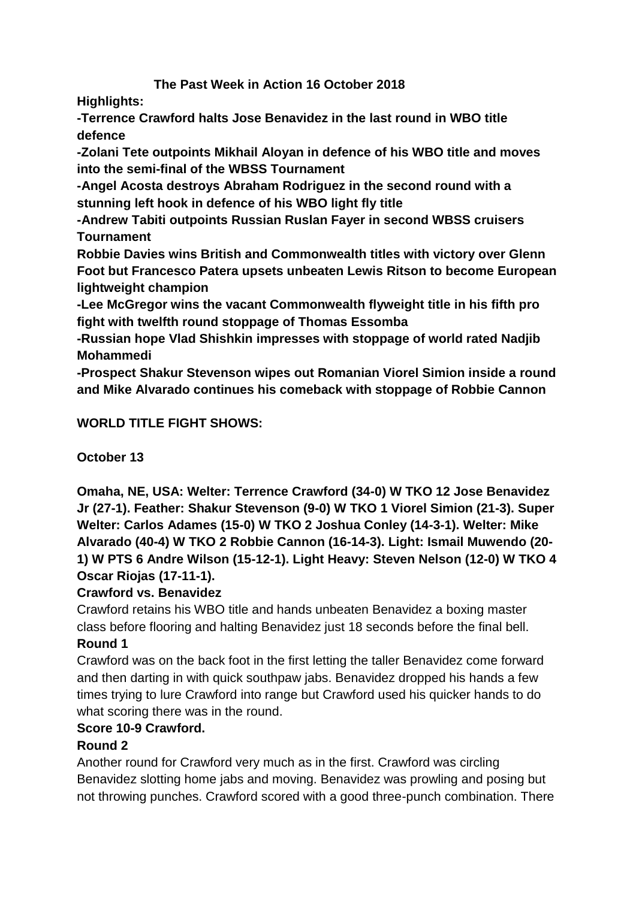# The Past Week in Action 16 October 2018

**Highlights:**

**-Terrence Crawford halts Jose Benavidez in the last round in WBO title defence**

**-Zolani Tete outpoints Mikhail Aloyan in defence of his WBO title and moves into the semi-final of the WBSS Tournament**

**-Angel Acosta destroys Abraham Rodriguez in the second round with a stunning left hook in defence of his WBO light fly title**

**-Andrew Tabiti outpoints Russian Ruslan Fayer in second WBSS cruisers Tournament**

**Robbie Davies wins British and Commonwealth titles with victory over Glenn Foot but Francesco Patera upsets unbeaten Lewis Ritson to become European lightweight champion**

**-Lee McGregor wins the vacant Commonwealth flyweight title in his fifth pro fight with twelfth round stoppage of Thomas Essomba**

**-Russian hope Vlad Shishkin impresses with stoppage of world rated Nadjib Mohammedi**

**-Prospect Shakur Stevenson wipes out Romanian Viorel Simion inside a round and Mike Alvarado continues his comeback with stoppage of Robbie Cannon**

## WORLD TITLE FIGHT SHOWS:

### October 13

**Omaha, NE, USA: Welter: Terrence Crawford (34-0) W TKO 12 Jose Benavidez Jr (27-1). Feather: Shakur Stevenson (9-0) W TKO 1 Viorel Simion (21-3). Super Welter: Carlos Adames (15-0) W TKO 2 Joshua Conley (14-3-1). Welter: Mike Alvarado (40-4) W TKO 2 Robbie Cannon (16-14-3). Light: Ismail Muwendo (20-1) W PTS 6 Andre Wilson (15-12-1). Light Heavy: Steven Nelson (12-0) W TKO 4 Oscar Riojas (17-11-1).**

**Crawford vs. Benavidez**

Crawford retains his WBO title and hands unbeaten Benavidez a boxing master class before flooring and halting Benavidez just 18 seconds before the final bell.

**Round 1**

Crawford was on the back foot in the first letting the taller Benavidez come forward and then darting in with quick southpaw jabs. Benavidez dropped his hands a few times trying to lure Crawford into range but Crawford used his quicker hands to do what scoring there was in the round.

**Score 10-9 Crawford.**

**Round 2**

Another round for Crawford very much as in the first. Crawford was circling Benavidez slotting home jabs and moving. Benavidez was prowling and posing but not throwing punches. Crawford scored with a good three-punch combination. There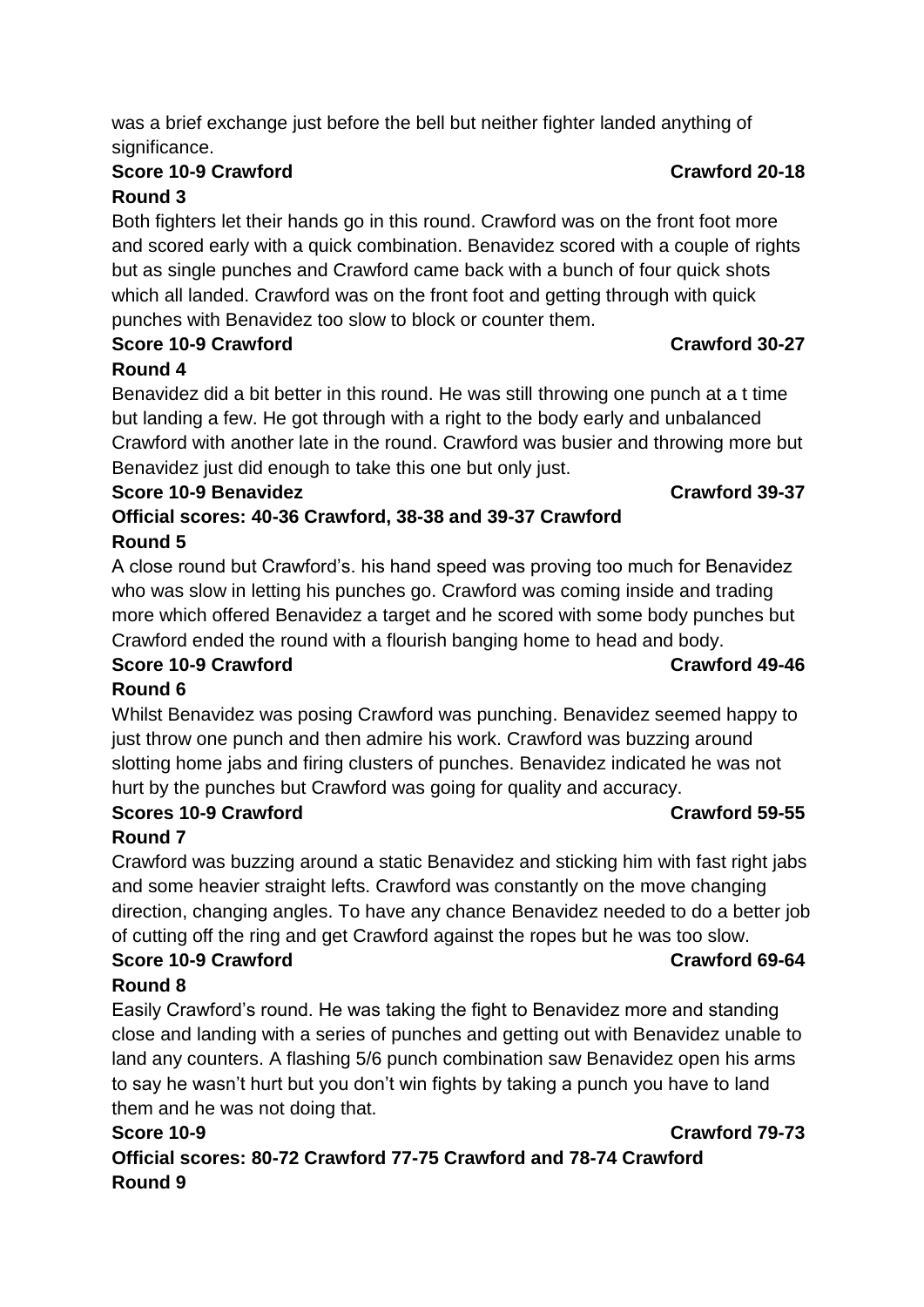was a brief exchange just before the bell but neither fighter landed anything of significance.

**Score 10-9 Crawford Crawford 20-18**

**Round 3**

Both fighters let their hands go in this round. Crawford was on the front foot more and scored early with a quick combination. Benavidez scored with a couple of rights but as single punches and Crawford came back with a bunch of four quick shots which all landed. Crawford was on the front foot and getting through with quick punches with Benavidez too slow to block or counter them.

**Score 10-9 Crawford Crawford 30-27**

**Round 4**

Benavidez did a bit better in this round. He was still throwing one punch at a t time but landing a few. He got through with a right to the body early and unbalanced Crawford with another late in the round. Crawford was busier and throwing more but Benavidez just did enough to take this one but only just.

**Score 10-9 Benavidez Crawford 39-37**

**Official scores: 40-36 Crawford, 38-38 and 39-37 Crawford**

**Round 5**

A close round but Crawford's. his hand speed was proving too much for Benavidez who was slow in letting his punches go. Crawford was coming inside and trading more which offered Benavidez a target and he scored with some body punches but Crawford ended the round with a flourish banging home to head and body.

**Score 10-9 Crawford Crawford 49-46**

**Round 6**

Whilst Benavidez was posing Crawford was punching. Benavidez seemed happy to just throw one punch and then admire his work. Crawford was buzzing around slotting home jabs and firing clusters of punches. Benavidez indicated he was not hurt by the punches but Crawford was going for quality and accuracy.

**Scores 10-9 Crawford Crawford 59-55**

**Round 7**

Crawford was buzzing around a static Benavidez and sticking him with fast right jabs and some heavier straight lefts. Crawford was constantly on the move changing direction, changing angles. To have any chance Benavidez needed to do a better job of cutting off the ring and get Crawford against the ropes but he was too slow.

**Score 10-9 Crawford Crawford 69-64**

**Round 8**

Easily Crawford's round. He was taking the fight to Benavidez more and standing close and landing with a series of punches and getting out with Benavidez unable to land any counters. A flashing 5/6 punch combination saw Benavidez open his arms to say he wasn't hurt but you don't win fights by taking a punch you have to land them and he was not doing that.

**Score 10-9 Crawford 79-73**

**Official scores: 80-72 Crawford 77-75 Crawford and 78-74 Crawford**

**Round 9**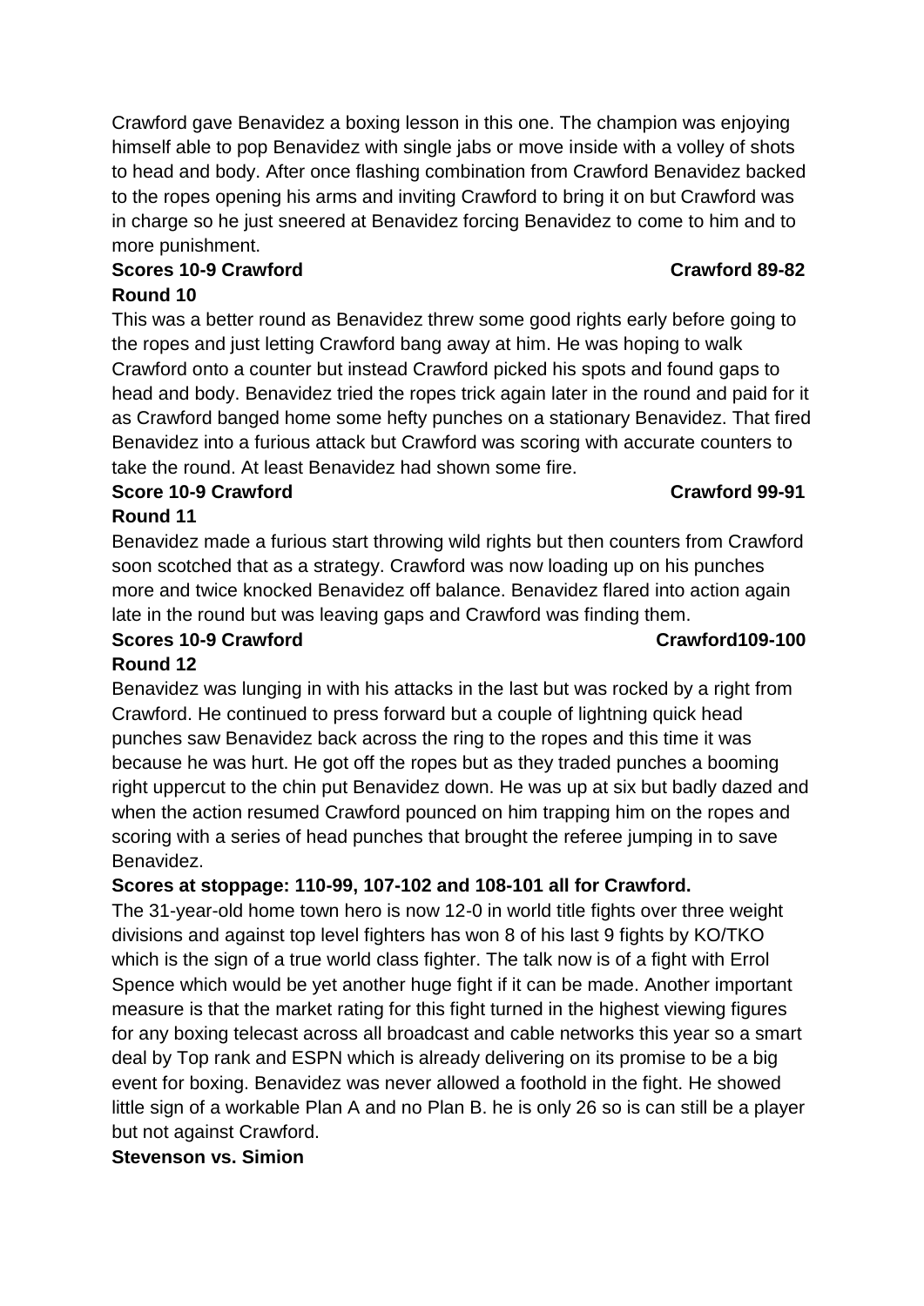Crawford gave Benavidez a boxing lesson in this one. The champion was enjoying himself able to pop Benavidez with single jabs or move inside with a volley of shots to head and body. After once flashing combination from Crawford Benavidez backed to the ropes opening his arms and inviting Crawford to bring it on but Crawford was in charge so he just sneered at Benavidez forcing Benavidez to come to him and to more punishment.

**Scores 10-9 Crawford** **Crawford 89-82**

**Round 10**

This was a better round as Benavidez threw some good rights early before going to the ropes and just letting Crawford bang away at him. He was hoping to walk Crawford onto a counter but instead Crawford picked his spots and found gaps to head and body. Benavidez tried the ropes trick again later in the round and paid for it as Crawford banged home some hefty punches on a stationary Benavidez. That fired Benavidez into a furious attack but Crawford was scoring with accurate counters to take the round. At least Benavidez had shown some fire.

**Score 10-9 Crawford** **Crawford 99-91**

**Round 11**

Benavidez made a furious start throwing wild rights but then counters from Crawford soon scotched that as a strategy. Crawford was now loading up on his punches more and twice knocked Benavidez off balance. Benavidez flared into action again late in the round but was leaving gaps and Crawford was finding them.

**Scores 10-9 Crawford** **Crawford109-100**

**Round 12**

Benavidez was lunging in with his attacks in the last but was rocked by a right from Crawford. He continued to press forward but a couple of lightning quick head punches saw Benavidez back across the ring to the ropes and this time it was because he was hurt. He got off the ropes but as they traded punches a booming right uppercut to the chin put Benavidez down. He was up at six but badly dazed and when the action resumed Crawford pounced on him trapping him on the ropes and scoring with a series of head punches that brought the referee jumping in to save Benavidez.

**Scores at stoppage: 110-99, 107-102 and 108-101 all for Crawford.**

The 31-year-old home town hero is now 12-0 in world title fights over three weight divisions and against top level fighters has won 8 of his last 9 fights by KO/TKO which is the sign of a true world class fighter. The talk now is of a fight with Errol Spence which would be yet another huge fight if it can be made. Another important measure is that the market rating for this fight turned in the highest viewing figures for any boxing telecast across all broadcast and cable networks this year so a smart deal by Top rank and ESPN which is already delivering on its promise to be a big event for boxing. Benavidez was never allowed a foothold in the fight. He showed little sign of a workable Plan A and no Plan B. he is only 26 so is can still be a player but not against Crawford.

**Stevenson vs. Simion**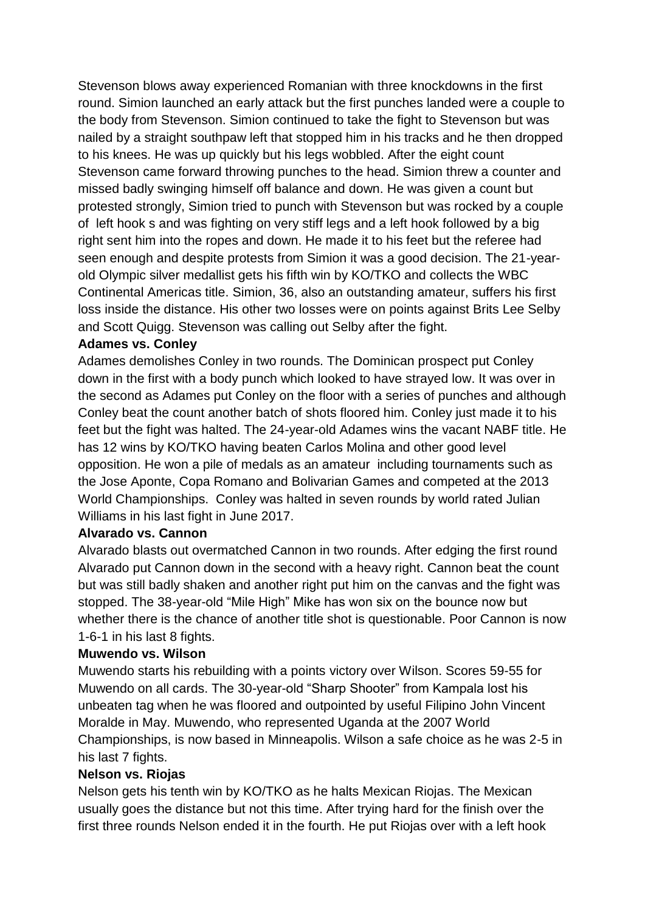Stevenson blows away experienced Romanian with three knockdowns in the first round. Simion launched an early attack but the first punches landed were a couple to the body from Stevenson. Simion continued to take the fight to Stevenson but was nailed by a straight southpaw left that stopped him in his tracks and he then dropped to his knees. He was up quickly but his legs wobbled. After the eight count Stevenson came forward throwing punches to the head. Simion threw a counter and missed badly swinging himself off balance and down. He was given a count but protested strongly, Simion tried to punch with Stevenson but was rocked by a couple of left hook s and was fighting on very stiff legs and a left hook followed by a big right sent him into the ropes and down. He made it to his feet but the referee had seen enough and despite protests from Simion it was a good decision. The 21-year-old Olympic silver medallist gets his fifth win by KO/TKO and collects the WBC Continental Americas title. Simion, 36, also an outstanding amateur, suffers his first loss inside the distance. His other two losses were on points against Brits Lee Selby and Scott Quigg. Stevenson was calling out Selby after the fight.

**Adames vs. Conley**

Adames demolishes Conley in two rounds. The Dominican prospect put Conley down in the first with a body punch which looked to have strayed low. It was over in the second as Adames put Conley on the floor with a series of punches and although Conley beat the count another batch of shots floored him. Conley just made it to his feet but the fight was halted. The 24-year-old Adames wins the vacant NABF title. He has 12 wins by KO/TKO having beaten Carlos Molina and other good level opposition. He won a pile of medals as an amateur including tournaments such as the Jose Aponte, Copa Romano and Bolivarian Games and competed at the 2013 World Championships. Conley was halted in seven rounds by world rated Julian Williams in his last fight in June 2017.

**Alvarado vs. Cannon**

Alvarado blasts out overmatched Cannon in two rounds. After edging the first round Alvarado put Cannon down in the second with a heavy right. Cannon beat the count but was still badly shaken and another right put him on the canvas and the fight was stopped. The 38-year-old "Mile High" Mike has won six on the bounce now but whether there is the chance of another title shot is questionable. Poor Cannon is now 1-6-1 in his last 8 fights.

**Muwendo vs. Wilson**

Muwendo starts his rebuilding with a points victory over Wilson. Scores 59-55 for Muwendo on all cards. The 30-year-old "Sharp Shooter" from Kampala lost his unbeaten tag when he was floored and outpointed by useful Filipino John Vincent Moralde in May. Muwendo, who represented Uganda at the 2007 World Championships, is now based in Minneapolis. Wilson a safe choice as he was 2-5 in his last 7 fights.

**Nelson vs. Riojas**

Nelson gets his tenth win by KO/TKO as he halts Mexican Riojas. The Mexican usually goes the distance but not this time. After trying hard for the finish over the first three rounds Nelson ended it in the fourth. He put Riojas over with a left hook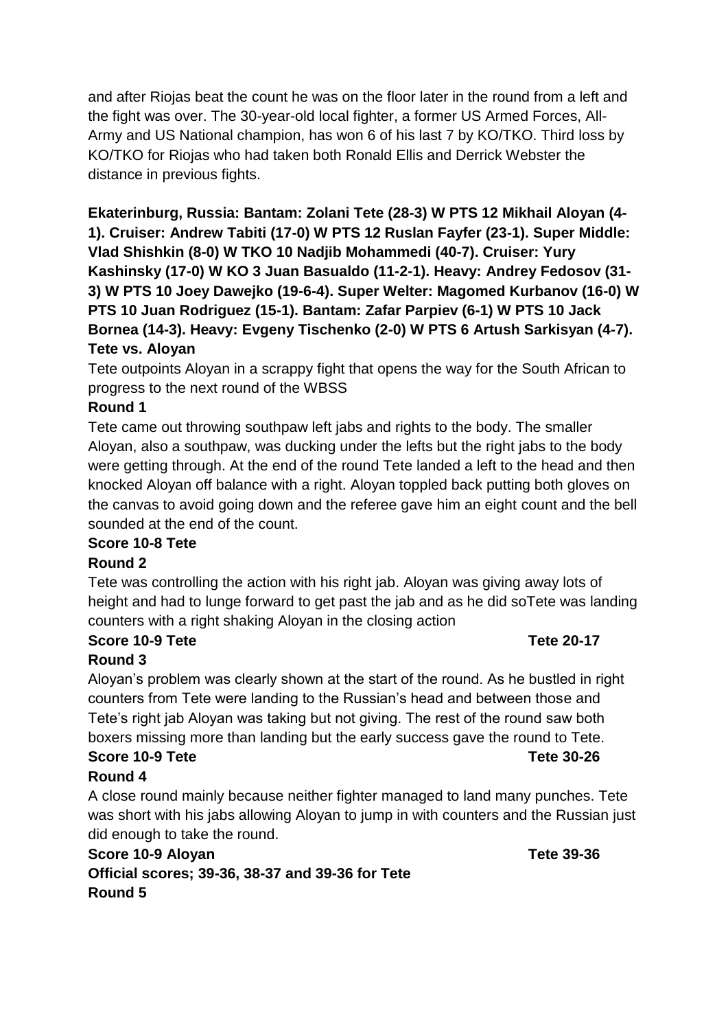and after Riojas beat the count he was on the floor later in the round from a left and the fight was over. The 30-year-old local fighter, a former US Armed Forces, All-Army and US National champion, has won 6 of his last 7 by KO/TKO. Third loss by KO/TKO for Riojas who had taken both Ronald Ellis and Derrick Webster the distance in previous fights.

**Ekaterinburg, Russia: Bantam: Zolani Tete (28-3) W PTS 12 Mikhail Aloyan (4-1). Cruiser: Andrew Tabiti (17-0) W PTS 12 Ruslan Fayfer (23-1). Super Middle: Vlad Shishkin (8-0) W TKO 10 Nadjib Mohammedi (40-7). Cruiser: Yury Kashinsky (17-0) W KO 3 Juan Basualdo (11-2-1). Heavy: Andrey Fedosov (31-3) W PTS 10 Joey Dawejko (19-6-4). Super Welter: Magomed Kurbanov (16-0) W PTS 10 Juan Rodriguez (15-1). Bantam: Zafar Parpiev (6-1) W PTS 10 Jack Bornea (14-3). Heavy: Evgeny Tischenko (2-0) W PTS 6 Artush Sarkisyan (4-7).**

**Tete vs. Aloyan**

Tete outpoints Aloyan in a scrappy fight that opens the way for the South African to progress to the next round of the WBSS

**Round 1**

Tete came out throwing southpaw left jabs and rights to the body. The smaller Aloyan, also a southpaw, was ducking under the lefts but the right jabs to the body were getting through. At the end of the round Tete landed a left to the head and then knocked Aloyan off balance with a right. Aloyan toppled back putting both gloves on the canvas to avoid going down and the referee gave him an eight count and the bell sounded at the end of the count.

**Score 10-8 Tete**

**Round 2**

Tete was controlling the action with his right jab. Aloyan was giving away lots of height and had to lunge forward to get past the jab and as he did soTete was landing counters with a right shaking Aloyan in the closing action

**Score 10-9 Tete** **Tete 20-17**

**Round 3**

Aloyan's problem was clearly shown at the start of the round. As he bustled in right counters from Tete were landing to the Russian's head and between those and Tete's right jab Aloyan was taking but not giving. The rest of the round saw both boxers missing more than landing but the early success gave the round to Tete.

**Score 10-9 Tete** **Tete 30-26**

**Round 4**

A close round mainly because neither fighter managed to land many punches. Tete was short with his jabs allowing Aloyan to jump in with counters and the Russian just did enough to take the round.

**Score 10-9 Aloyan** **Tete 39-36**

**Official scores; 39-36, 38-37 and 39-36 for Tete**

**Round 5**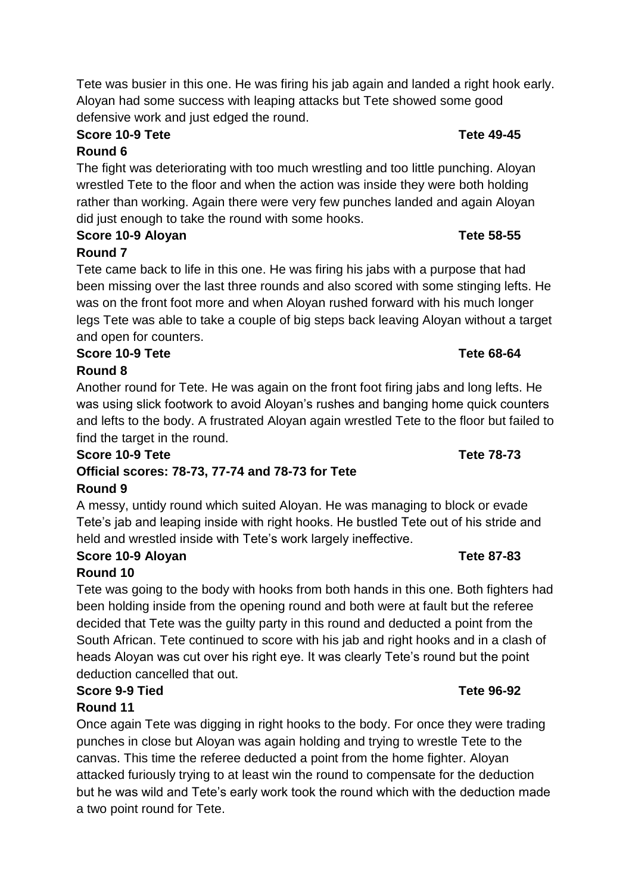Tete was busier in this one. He was firing his jab again and landed a right hook early. Aloyan had some success with leaping attacks but Tete showed some good defensive work and just edged the round.

**Score 10-9 Tete** **Tete 49-45**

**Round 6**

The fight was deteriorating with too much wrestling and too little punching. Aloyan wrestled Tete to the floor and when the action was inside they were both holding rather than working. Again there were very few punches landed and again Aloyan did just enough to take the round with some hooks.

**Score 10-9 Aloyan** **Tete 58-55**

**Round 7**

Tete came back to life in this one. He was firing his jabs with a purpose that had been missing over the last three rounds and also scored with some stinging lefts. He was on the front foot more and when Aloyan rushed forward with his much longer legs Tete was able to take a couple of big steps back leaving Aloyan without a target and open for counters.

**Score 10-9 Tete** **Tete 68-64**

**Round 8**

Another round for Tete. He was again on the front foot firing jabs and long lefts. He was using slick footwork to avoid Aloyan's rushes and banging home quick counters and lefts to the body. A frustrated Aloyan again wrestled Tete to the floor but failed to find the target in the round.

**Score 10-9 Tete** **Tete 78-73**

**Official scores: 78-73, 77-74 and 78-73 for Tete**

**Round 9**

A messy, untidy round which suited Aloyan. He was managing to block or evade Tete's jab and leaping inside with right hooks. He bustled Tete out of his stride and held and wrestled inside with Tete's work largely ineffective.

**Score 10-9 Aloyan** **Tete 87-83**

**Round 10**

Tete was going to the body with hooks from both hands in this one. Both fighters had been holding inside from the opening round and both were at fault but the referee decided that Tete was the guilty party in this round and deducted a point from the South African. Tete continued to score with his jab and right hooks and in a clash of heads Aloyan was cut over his right eye. It was clearly Tete's round but the point deduction cancelled that out.

**Score 9-9 Tied** **Tete 96-92**

**Round 11**

Once again Tete was digging in right hooks to the body. For once they were trading punches in close but Aloyan was again holding and trying to wrestle Tete to the canvas. This time the referee deducted a point from the home fighter. Aloyan attacked furiously trying to at least win the round to compensate for the deduction but he was wild and Tete's early work took the round which with the deduction made a two point round for Tete.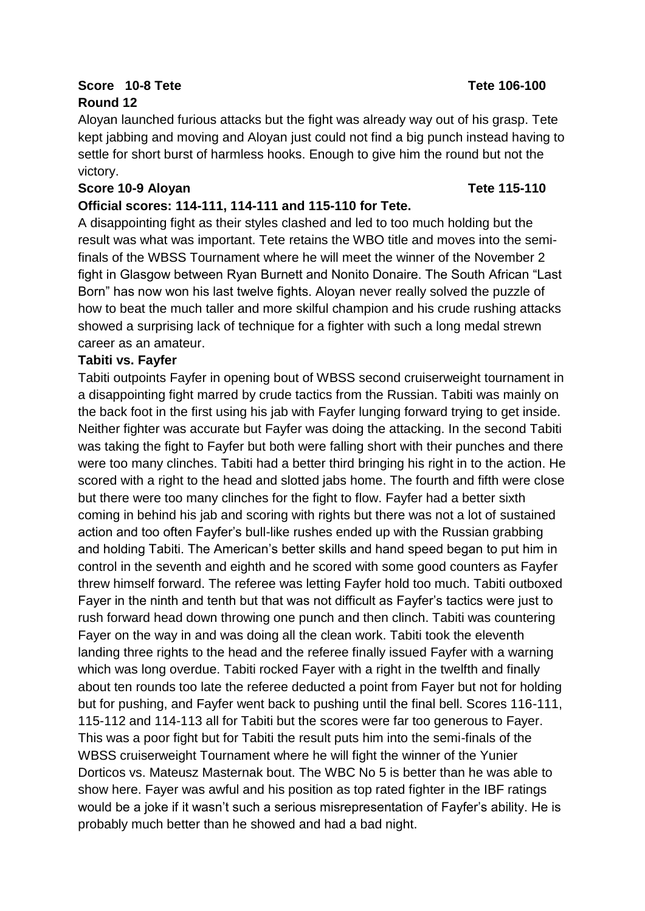**Score 10-8 Tete** **Tete 106-100**

**Round 12**

Aloyan launched furious attacks but the fight was already way out of his grasp. Tete kept jabbing and moving and Aloyan just could not find a big punch instead having to settle for short burst of harmless hooks. Enough to give him the round but not the victory.

**Score 10-9 Aloyan** **Tete 115-110**

**Official scores: 114-111, 114-111 and 115-110 for Tete.**

A disappointing fight as their styles clashed and led to too much holding but the result was what was important. Tete retains the WBO title and moves into the semi-finals of the WBSS Tournament where he will meet the winner of the November 2 fight in Glasgow between Ryan Burnett and Nonito Donaire. The South African "Last Born" has now won his last twelve fights. Aloyan never really solved the puzzle of how to beat the much taller and more skilful champion and his crude rushing attacks showed a surprising lack of technique for a fighter with such a long medal strewn career as an amateur.

**Tabiti vs. Fayfer**

Tabiti outpoints Fayfer in opening bout of WBSS second cruiserweight tournament in a disappointing fight marred by crude tactics from the Russian. Tabiti was mainly on the back foot in the first using his jab with Fayfer lunging forward trying to get inside. Neither fighter was accurate but Fayfer was doing the attacking. In the second Tabiti was taking the fight to Fayfer but both were falling short with their punches and there were too many clinches. Tabiti had a better third bringing his right in to the action. He scored with a right to the head and slotted jabs home. The fourth and fifth were close but there were too many clinches for the fight to flow. Fayfer had a better sixth coming in behind his jab and scoring with rights but there was not a lot of sustained action and too often Fayfer's bull-like rushes ended up with the Russian grabbing and holding Tabiti. The American's better skills and hand speed began to put him in control in the seventh and eighth and he scored with some good counters as Fayfer threw himself forward. The referee was letting Fayfer hold too much. Tabiti outboxed Fayer in the ninth and tenth but that was not difficult as Fayfer's tactics were just to rush forward head down throwing one punch and then clinch. Tabiti was countering Fayer on the way in and was doing all the clean work. Tabiti took the eleventh landing three rights to the head and the referee finally issued Fayfer with a warning which was long overdue. Tabiti rocked Fayer with a right in the twelfth and finally about ten rounds too late the referee deducted a point from Fayer but not for holding but for pushing, and Fayfer went back to pushing until the final bell. Scores 116-111, 115-112 and 114-113 all for Tabiti but the scores were far too generous to Fayer. This was a poor fight but for Tabiti the result puts him into the semi-finals of the WBSS cruiserweight Tournament where he will fight the winner of the Yunier Dorticos vs. Mateusz Masternak bout. The WBC No 5 is better than he was able to show here. Fayer was awful and his position as top rated fighter in the IBF ratings would be a joke if it wasn't such a serious misrepresentation of Fayfer's ability. He is probably much better than he showed and had a bad night.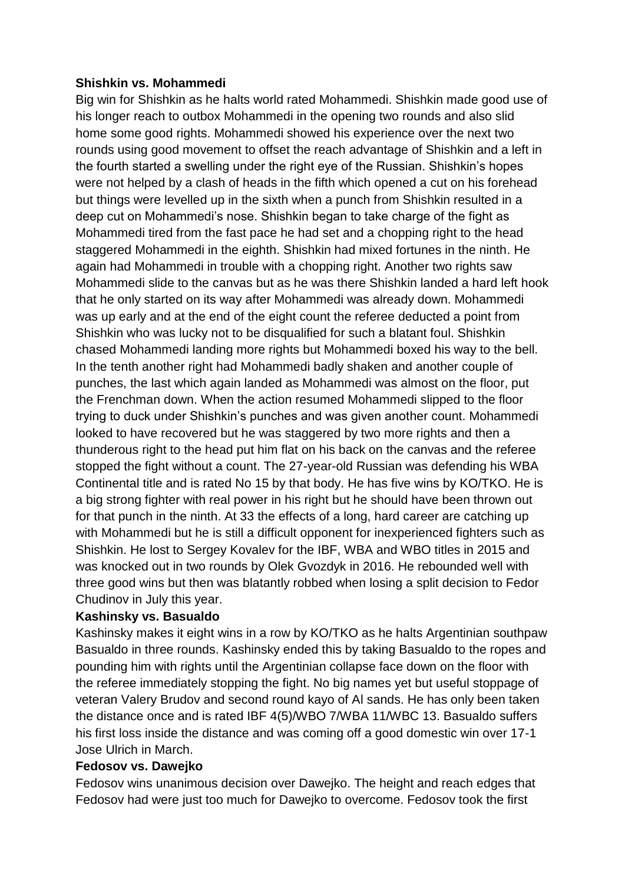**Shishkin vs. Mohammedi**

Big win for Shishkin as he halts world rated Mohammedi. Shishkin made good use of his longer reach to outbox Mohammedi in the opening two rounds and also slid home some good rights. Mohammedi showed his experience over the next two rounds using good movement to offset the reach advantage of Shishkin and a left in the fourth started a swelling under the right eye of the Russian. Shishkin's hopes were not helped by a clash of heads in the fifth which opened a cut on his forehead but things were levelled up in the sixth when a punch from Shishkin resulted in a deep cut on Mohammedi's nose. Shishkin began to take charge of the fight as Mohammedi tired from the fast pace he had set and a chopping right to the head staggered Mohammedi in the eighth. Shishkin had mixed fortunes in the ninth. He again had Mohammedi in trouble with a chopping right. Another two rights saw Mohammedi slide to the canvas but as he was there Shishkin landed a hard left hook that he only started on its way after Mohammedi was already down. Mohammedi was up early and at the end of the eight count the referee deducted a point from Shishkin who was lucky not to be disqualified for such a blatant foul. Shishkin chased Mohammedi landing more rights but Mohammedi boxed his way to the bell. In the tenth another right had Mohammedi badly shaken and another couple of punches, the last which again landed as Mohammedi was almost on the floor, put the Frenchman down. When the action resumed Mohammedi slipped to the floor trying to duck under Shishkin's punches and was given another count. Mohammedi looked to have recovered but he was staggered by two more rights and then a thunderous right to the head put him flat on his back on the canvas and the referee stopped the fight without a count. The 27-year-old Russian was defending his WBA Continental title and is rated No 15 by that body. He has five wins by KO/TKO. He is a big strong fighter with real power in his right but he should have been thrown out for that punch in the ninth. At 33 the effects of a long, hard career are catching up with Mohammedi but he is still a difficult opponent for inexperienced fighters such as Shishkin. He lost to Sergey Kovalev for the IBF, WBA and WBO titles in 2015 and was knocked out in two rounds by Olek Gvozdyk in 2016. He rebounded well with three good wins but then was blatantly robbed when losing a split decision to Fedor Chudinov in July this year.

**Kashinsky vs. Basualdo**

Kashinsky makes it eight wins in a row by KO/TKO as he halts Argentinian southpaw Basualdo in three rounds. Kashinsky ended this by taking Basualdo to the ropes and pounding him with rights until the Argentinian collapse face down on the floor with the referee immediately stopping the fight. No big names yet but useful stoppage of veteran Valery Brudov and second round kayo of Al sands. He has only been taken the distance once and is rated IBF 4(5)/WBO 7/WBA 11/WBC 13. Basualdo suffers his first loss inside the distance and was coming off a good domestic win over 17-1 Jose Ulrich in March.

**Fedosov vs. Dawejko**

Fedosov wins unanimous decision over Dawejko. The height and reach edges that Fedosov had were just too much for Dawejko to overcome. Fedosov took the first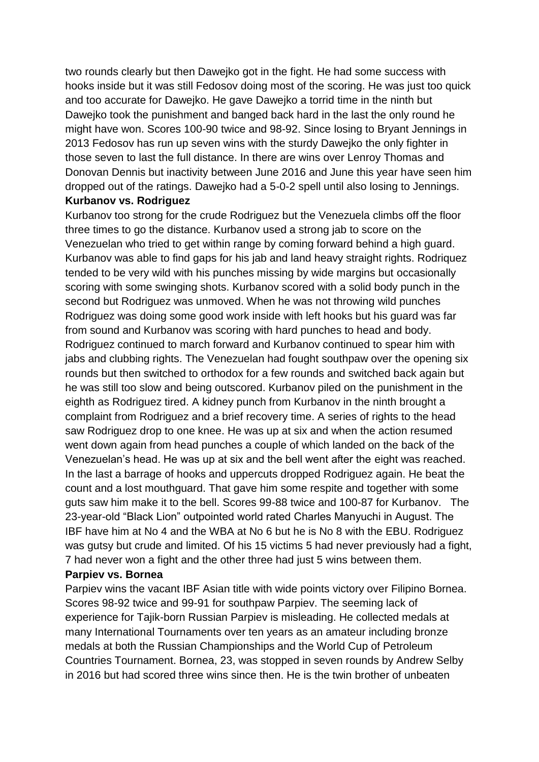two rounds clearly but then Dawejko got in the fight. He had some success with hooks inside but it was still Fedosov doing most of the scoring. He was just too quick and too accurate for Dawejko. He gave Dawejko a torrid time in the ninth but Dawejko took the punishment and banged back hard in the last the only round he might have won. Scores 100-90 twice and 98-92. Since losing to Bryant Jennings in 2013 Fedosov has run up seven wins with the sturdy Dawejko the only fighter in those seven to last the full distance. In there are wins over Lenroy Thomas and Donovan Dennis but inactivity between June 2016 and June this year have seen him dropped out of the ratings. Dawejko had a 5-0-2 spell until also losing to Jennings.

**Kurbanov vs. Rodriguez**

Kurbanov too strong for the crude Rodriguez but the Venezuela climbs off the floor three times to go the distance. Kurbanov used a strong jab to score on the Venezuelan who tried to get within range by coming forward behind a high guard. Kurbanov was able to find gaps for his jab and land heavy straight rights. Rodriquez tended to be very wild with his punches missing by wide margins but occasionally scoring with some swinging shots. Kurbanov scored with a solid body punch in the second but Rodriguez was unmoved. When he was not throwing wild punches Rodriguez was doing some good work inside with left hooks but his guard was far from sound and Kurbanov was scoring with hard punches to head and body. Rodriguez continued to march forward and Kurbanov continued to spear him with jabs and clubbing rights. The Venezuelan had fought southpaw over the opening six rounds but then switched to orthodox for a few rounds and switched back again but he was still too slow and being outscored. Kurbanov piled on the punishment in the eighth as Rodriguez tired. A kidney punch from Kurbanov in the ninth brought a complaint from Rodriguez and a brief recovery time. A series of rights to the head saw Rodriguez drop to one knee. He was up at six and when the action resumed went down again from head punches a couple of which landed on the back of the Venezuelan's head. He was up at six and the bell went after the eight was reached. In the last a barrage of hooks and uppercuts dropped Rodriguez again. He beat the count and a lost mouthguard. That gave him some respite and together with some guts saw him make it to the bell. Scores 99-88 twice and 100-87 for Kurbanov. The 23-year-old "Black Lion" outpointed world rated Charles Manyuchi in August. The IBF have him at No 4 and the WBA at No 6 but he is No 8 with the EBU. Rodriguez was gutsy but crude and limited. Of his 15 victims 5 had never previously had a fight, 7 had never won a fight and the other three had just 5 wins between them.

**Parpiev vs. Bornea**

Parpiev wins the vacant IBF Asian title with wide points victory over Filipino Bornea. Scores 98-92 twice and 99-91 for southpaw Parpiev. The seeming lack of experience for Tajik-born Russian Parpiev is misleading. He collected medals at many International Tournaments over ten years as an amateur including bronze medals at both the Russian Championships and the World Cup of Petroleum Countries Tournament. Bornea, 23, was stopped in seven rounds by Andrew Selby in 2016 but had scored three wins since then. He is the twin brother of unbeaten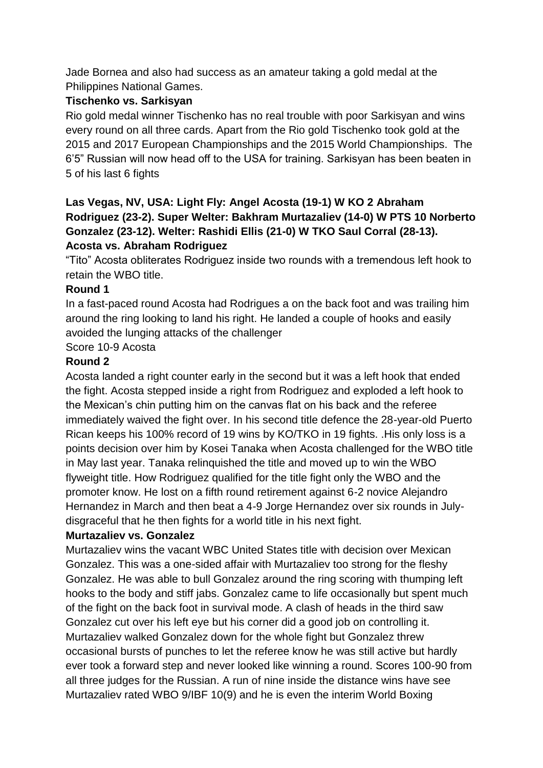Jade Bornea and also had success as an amateur taking a gold medal at the Philippines National Games.

**Tischenko vs. Sarkisyan**

Rio gold medal winner Tischenko has no real trouble with poor Sarkisyan and wins every round on all three cards. Apart from the Rio gold Tischenko took gold at the 2015 and 2017 European Championships and the 2015 World Championships. The 6'5" Russian will now head off to the USA for training. Sarkisyan has been beaten in 5 of his last 6 fights

**Las Vegas, NV, USA: Light Fly: Angel Acosta (19-1) W KO 2 Abraham Rodriguez (23-2). Super Welter: Bakhram Murtazaliev (14-0) W PTS 10 Norberto Gonzalez (23-12). Welter: Rashidi Ellis (21-0) W TKO Saul Corral (28-13).**

**Acosta vs. Abraham Rodriguez**

"Tito" Acosta obliterates Rodriguez inside two rounds with a tremendous left hook to retain the WBO title.

**Round 1**

In a fast-paced round Acosta had Rodrigues a on the back foot and was trailing him around the ring looking to land his right. He landed a couple of hooks and easily avoided the lunging attacks of the challenger

Score 10-9 Acosta

**Round 2**

Acosta landed a right counter early in the second but it was a left hook that ended the fight. Acosta stepped inside a right from Rodriguez and exploded a left hook to the Mexican's chin putting him on the canvas flat on his back and the referee immediately waived the fight over. In his second title defence the 28-year-old Puerto Rican keeps his 100% record of 19 wins by KO/TKO in 19 fights. .His only loss is a points decision over him by Kosei Tanaka when Acosta challenged for the WBO title in May last year. Tanaka relinquished the title and moved up to win the WBO flyweight title. How Rodriguez qualified for the title fight only the WBO and the promoter know. He lost on a fifth round retirement against 6-2 novice Alejandro Hernandez in March and then beat a 4-9 Jorge Hernandez over six rounds in July-disgraceful that he then fights for a world title in his next fight.

**Murtazaliev vs. Gonzalez**

Murtazaliev wins the vacant WBC United States title with decision over Mexican Gonzalez. This was a one-sided affair with Murtazaliev too strong for the fleshy Gonzalez. He was able to bull Gonzalez around the ring scoring with thumping left hooks to the body and stiff jabs. Gonzalez came to life occasionally but spent much of the fight on the back foot in survival mode. A clash of heads in the third saw Gonzalez cut over his left eye but his corner did a good job on controlling it. Murtazaliev walked Gonzalez down for the whole fight but Gonzalez threw occasional bursts of punches to let the referee know he was still active but hardly ever took a forward step and never looked like winning a round. Scores 100-90 from all three judges for the Russian. A run of nine inside the distance wins have see Murtazaliev rated WBO 9/IBF 10(9) and he is even the interim World Boxing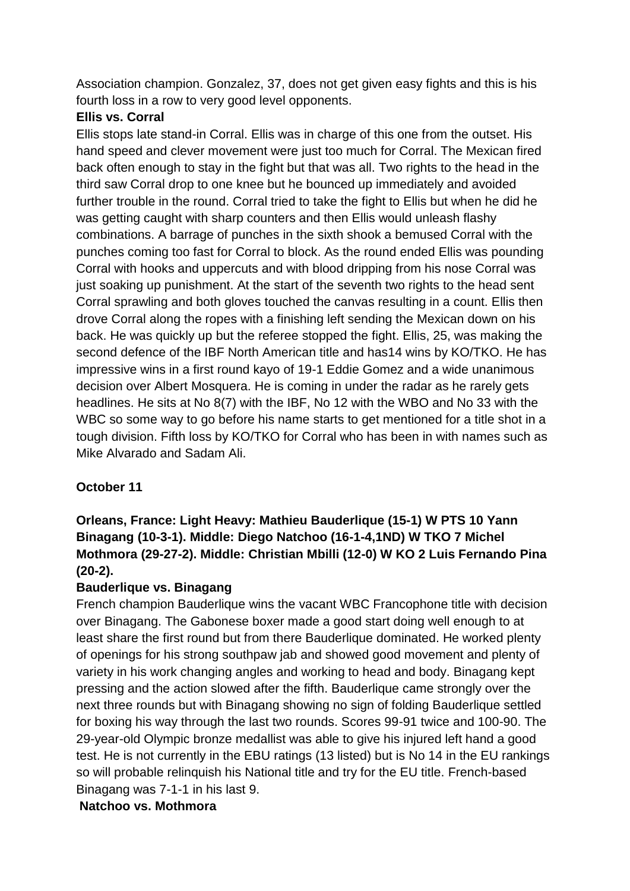Association champion. Gonzalez, 37, does not get given easy fights and this is his fourth loss in a row to very good level opponents.

**Ellis vs. Corral**

Ellis stops late stand-in Corral. Ellis was in charge of this one from the outset. His hand speed and clever movement were just too much for Corral. The Mexican fired back often enough to stay in the fight but that was all. Two rights to the head in the third saw Corral drop to one knee but he bounced up immediately and avoided further trouble in the round. Corral tried to take the fight to Ellis but when he did he was getting caught with sharp counters and then Ellis would unleash flashy combinations. A barrage of punches in the sixth shook a bemused Corral with the punches coming too fast for Corral to block. As the round ended Ellis was pounding Corral with hooks and uppercuts and with blood dripping from his nose Corral was just soaking up punishment. At the start of the seventh two rights to the head sent Corral sprawling and both gloves touched the canvas resulting in a count. Ellis then drove Corral along the ropes with a finishing left sending the Mexican down on his back. He was quickly up but the referee stopped the fight. Ellis, 25, was making the second defence of the IBF North American title and has14 wins by KO/TKO. He has impressive wins in a first round kayo of 19-1 Eddie Gomez and a wide unanimous decision over Albert Mosquera. He is coming in under the radar as he rarely gets headlines. He sits at No 8(7) with the IBF, No 12 with the WBO and No 33 with the WBC so some way to go before his name starts to get mentioned for a title shot in a tough division. Fifth loss by KO/TKO for Corral who has been in with names such as Mike Alvarado and Sadam Ali.

**October 11**

**Orleans, France: Light Heavy: Mathieu Bauderlique (15-1) W PTS 10 Yann Binagang (10-3-1). Middle: Diego Natchoo (16-1-4,1ND) W TKO 7 Michel Mothmora (29-27-2). Middle: Christian Mbilli (12-0) W KO 2 Luis Fernando Pina (20-2).**

**Bauderlique vs. Binagang**

French champion Bauderlique wins the vacant WBC Francophone title with decision over Binagang. The Gabonese boxer made a good start doing well enough to at least share the first round but from there Bauderlique dominated. He worked plenty of openings for his strong southpaw jab and showed good movement and plenty of variety in his work changing angles and working to head and body. Binagang kept pressing and the action slowed after the fifth. Bauderlique came strongly over the next three rounds but with Binagang showing no sign of folding Bauderlique settled for boxing his way through the last two rounds. Scores 99-91 twice and 100-90. The 29-year-old Olympic bronze medallist was able to give his injured left hand a good test. He is not currently in the EBU ratings (13 listed) but is No 14 in the EU rankings so will probable relinquish his National title and try for the EU title. French-based Binagang was 7-1-1 in his last 9.

**Natchoo vs. Mothmora**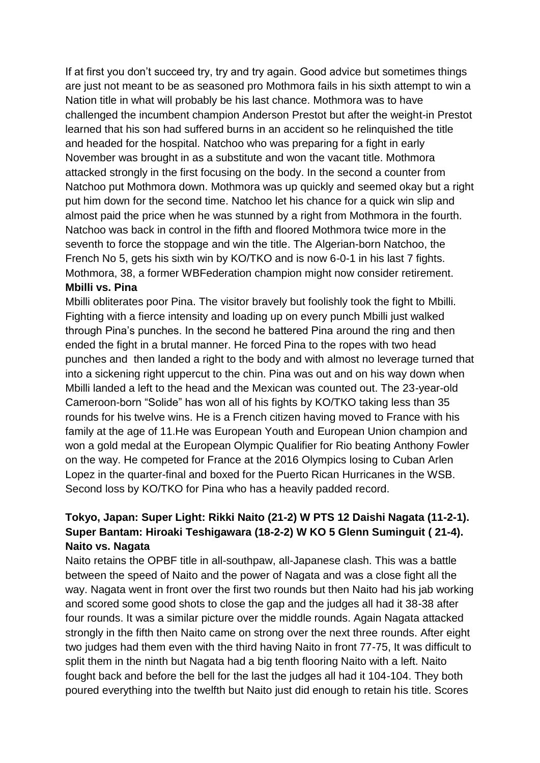If at first you don't succeed try, try and try again. Good advice but sometimes things are just not meant to be as seasoned pro Mothmora fails in his sixth attempt to win a Nation title in what will probably be his last chance. Mothmora was to have challenged the incumbent champion Anderson Prestot but after the weight-in Prestot learned that his son had suffered burns in an accident so he relinquished the title and headed for the hospital. Natchoo who was preparing for a fight in early November was brought in as a substitute and won the vacant title. Mothmora attacked strongly in the first focusing on the body. In the second a counter from Natchoo put Mothmora down. Mothmora was up quickly and seemed okay but a right put him down for the second time. Natchoo let his chance for a quick win slip and almost paid the price when he was stunned by a right from Mothmora in the fourth. Natchoo was back in control in the fifth and floored Mothmora twice more in the seventh to force the stoppage and win the title. The Algerian-born Natchoo, the French No 5, gets his sixth win by KO/TKO and is now 6-0-1 in his last 7 fights. Mothmora, 38, a former WBFederation champion might now consider retirement.

**Mbilli vs. Pina**

Mbilli obliterates poor Pina. The visitor bravely but foolishly took the fight to Mbilli. Fighting with a fierce intensity and loading up on every punch Mbilli just walked through Pina's punches. In the second he battered Pina around the ring and then ended the fight in a brutal manner. He forced Pina to the ropes with two head punches and then landed a right to the body and with almost no leverage turned that into a sickening right uppercut to the chin. Pina was out and on his way down when Mbilli landed a left to the head and the Mexican was counted out. The 23-year-old Cameroon-born "Solide" has won all of his fights by KO/TKO taking less than 35 rounds for his twelve wins. He is a French citizen having moved to France with his family at the age of 11.He was European Youth and European Union champion and won a gold medal at the European Olympic Qualifier for Rio beating Anthony Fowler on the way. He competed for France at the 2016 Olympics losing to Cuban Arlen Lopez in the quarter-final and boxed for the Puerto Rican Hurricanes in the WSB. Second loss by KO/TKO for Pina who has a heavily padded record.

**Tokyo, Japan: Super Light: Rikki Naito (21-2) W PTS 12 Daishi Nagata (11-2-1). Super Bantam: Hiroaki Teshigawara (18-2-2) W KO 5 Glenn Suminguit ( 21-4).**

**Naito vs. Nagata**

Naito retains the OPBF title in all-southpaw, all-Japanese clash. This was a battle between the speed of Naito and the power of Nagata and was a close fight all the way. Nagata went in front over the first two rounds but then Naito had his jab working and scored some good shots to close the gap and the judges all had it 38-38 after four rounds. It was a similar picture over the middle rounds. Again Nagata attacked strongly in the fifth then Naito came on strong over the next three rounds. After eight two judges had them even with the third having Naito in front 77-75, It was difficult to split them in the ninth but Nagata had a big tenth flooring Naito with a left. Naito fought back and before the bell for the last the judges all had it 104-104. They both poured everything into the twelfth but Naito just did enough to retain his title. Scores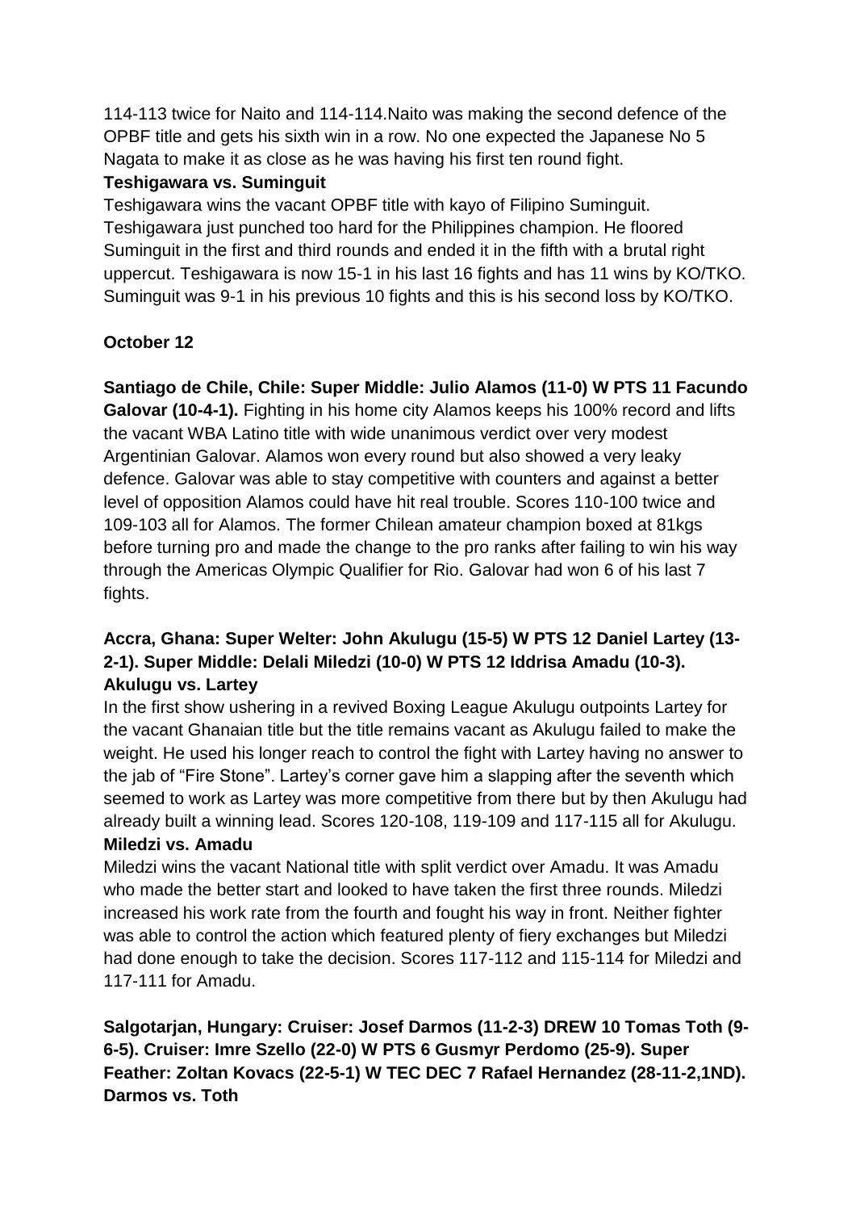114-113 twice for Naito and 114-114.Naito was making the second defence of the OPBF title and gets his sixth win in a row. No one expected the Japanese No 5 Nagata to make it as close as he was having his first ten round fight.

**Teshigawara vs. Suminguit**

Teshigawara wins the vacant OPBF title with kayo of Filipino Suminguit. Teshigawara just punched too hard for the Philippines champion. He floored Suminguit in the first and third rounds and ended it in the fifth with a brutal right uppercut. Teshigawara is now 15-1 in his last 16 fights and has 11 wins by KO/TKO. Suminguit was 9-1 in his previous 10 fights and this is his second loss by KO/TKO.

**October 12**

**Santiago de Chile, Chile: Super Middle: Julio Alamos (11-0) W PTS 11 Facundo Galovar (10-4-1).** Fighting in his home city Alamos keeps his 100% record and lifts the vacant WBA Latino title with wide unanimous verdict over very modest Argentinian Galovar. Alamos won every round but also showed a very leaky defence. Galovar was able to stay competitive with counters and against a better level of opposition Alamos could have hit real trouble. Scores 110-100 twice and 109-103 all for Alamos. The former Chilean amateur champion boxed at 81kgs before turning pro and made the change to the pro ranks after failing to win his way through the Americas Olympic Qualifier for Rio. Galovar had won 6 of his last 7 fights.

**Accra, Ghana: Super Welter: John Akulugu (15-5) W PTS 12 Daniel Lartey (13-2-1). Super Middle: Delali Miledzi (10-0) W PTS 12 Iddrisa Amadu (10-3).**

**Akulugu vs. Lartey**

In the first show ushering in a revived Boxing League Akulugu outpoints Lartey for the vacant Ghanaian title but the title remains vacant as Akulugu failed to make the weight. He used his longer reach to control the fight with Lartey having no answer to the jab of "Fire Stone". Lartey's corner gave him a slapping after the seventh which seemed to work as Lartey was more competitive from there but by then Akulugu had already built a winning lead. Scores 120-108, 119-109 and 117-115 all for Akulugu.

**Miledzi vs. Amadu**

Miledzi wins the vacant National title with split verdict over Amadu. It was Amadu who made the better start and looked to have taken the first three rounds. Miledzi increased his work rate from the fourth and fought his way in front. Neither fighter was able to control the action which featured plenty of fiery exchanges but Miledzi had done enough to take the decision. Scores 117-112 and 115-114 for Miledzi and 117-111 for Amadu.

**Salgotarjan, Hungary: Cruiser: Josef Darmos (11-2-3) DREW 10 Tomas Toth (9-6-5). Cruiser: Imre Szello (22-0) W PTS 6 Gusmyr Perdomo (25-9). Super Feather: Zoltan Kovacs (22-5-1) W TEC DEC 7 Rafael Hernandez (28-11-2,1ND).**

**Darmos vs. Toth**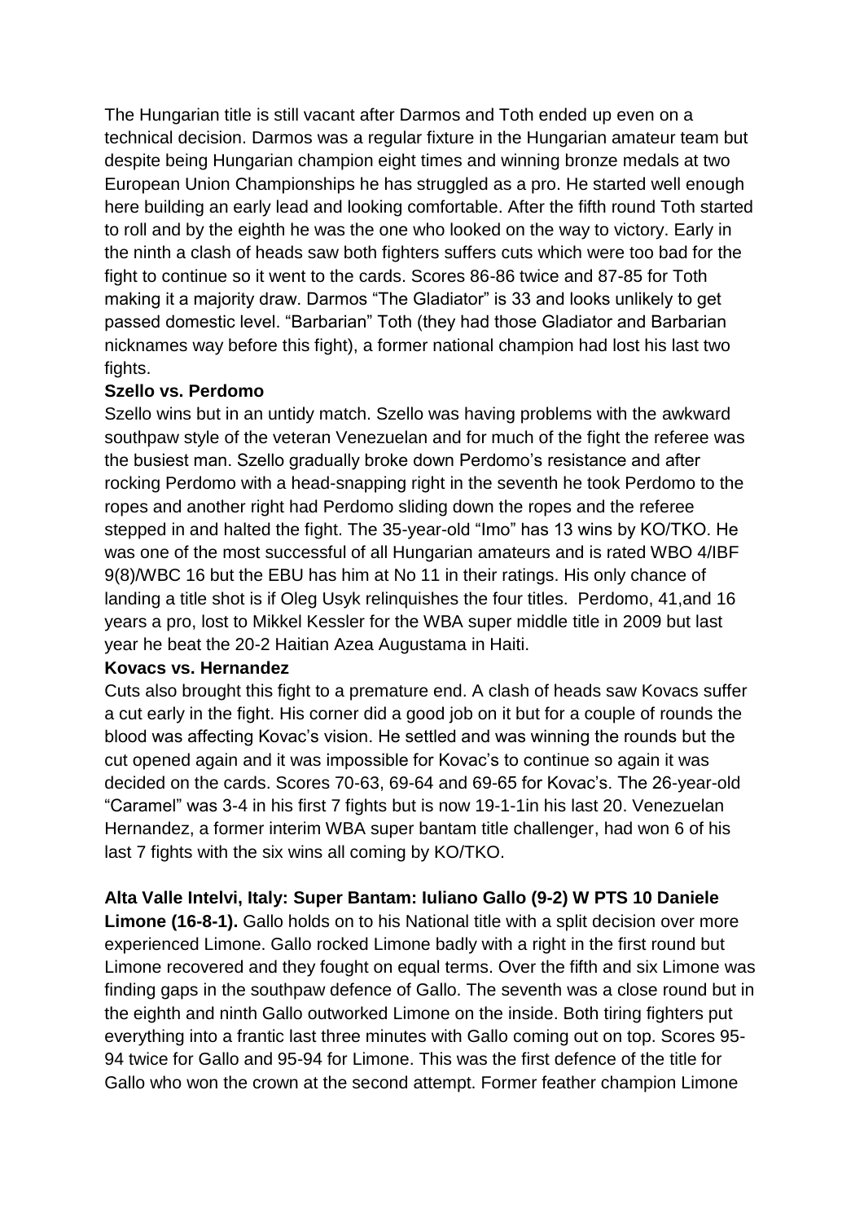The Hungarian title is still vacant after Darmos and Toth ended up even on a technical decision. Darmos was a regular fixture in the Hungarian amateur team but despite being Hungarian champion eight times and winning bronze medals at two European Union Championships he has struggled as a pro. He started well enough here building an early lead and looking comfortable. After the fifth round Toth started to roll and by the eighth he was the one who looked on the way to victory. Early in the ninth a clash of heads saw both fighters suffers cuts which were too bad for the fight to continue so it went to the cards. Scores 86-86 twice and 87-85 for Toth making it a majority draw. Darmos "The Gladiator" is 33 and looks unlikely to get passed domestic level. "Barbarian" Toth (they had those Gladiator and Barbarian nicknames way before this fight), a former national champion had lost his last two fights.

**Szello vs. Perdomo**

Szello wins but in an untidy match. Szello was having problems with the awkward southpaw style of the veteran Venezuelan and for much of the fight the referee was the busiest man. Szello gradually broke down Perdomo's resistance and after rocking Perdomo with a head-snapping right in the seventh he took Perdomo to the ropes and another right had Perdomo sliding down the ropes and the referee stepped in and halted the fight. The 35-year-old "Imo" has 13 wins by KO/TKO. He was one of the most successful of all Hungarian amateurs and is rated WBO 4/IBF 9(8)/WBC 16 but the EBU has him at No 11 in their ratings. His only chance of landing a title shot is if Oleg Usyk relinquishes the four titles. Perdomo, 41,and 16 years a pro, lost to Mikkel Kessler for the WBA super middle title in 2009 but last year he beat the 20-2 Haitian Azea Augustama in Haiti.

**Kovacs vs. Hernandez**

Cuts also brought this fight to a premature end. A clash of heads saw Kovacs suffer a cut early in the fight. His corner did a good job on it but for a couple of rounds the blood was affecting Kovac's vision. He settled and was winning the rounds but the cut opened again and it was impossible for Kovac's to continue so again it was decided on the cards. Scores 70-63, 69-64 and 69-65 for Kovac's. The 26-year-old "Caramel" was 3-4 in his first 7 fights but is now 19-1-1in his last 20. Venezuelan Hernandez, a former interim WBA super bantam title challenger, had won 6 of his last 7 fights with the six wins all coming by KO/TKO.

**Alta Valle Intelvi, Italy: Super Bantam: Iuliano Gallo (9-2) W PTS 10 Daniele Limone (16-8-1).** Gallo holds on to his National title with a split decision over more experienced Limone. Gallo rocked Limone badly with a right in the first round but Limone recovered and they fought on equal terms. Over the fifth and six Limone was finding gaps in the southpaw defence of Gallo. The seventh was a close round but in the eighth and ninth Gallo outworked Limone on the inside. Both tiring fighters put everything into a frantic last three minutes with Gallo coming out on top. Scores 95-94 twice for Gallo and 95-94 for Limone. This was the first defence of the title for Gallo who won the crown at the second attempt. Former feather champion Limone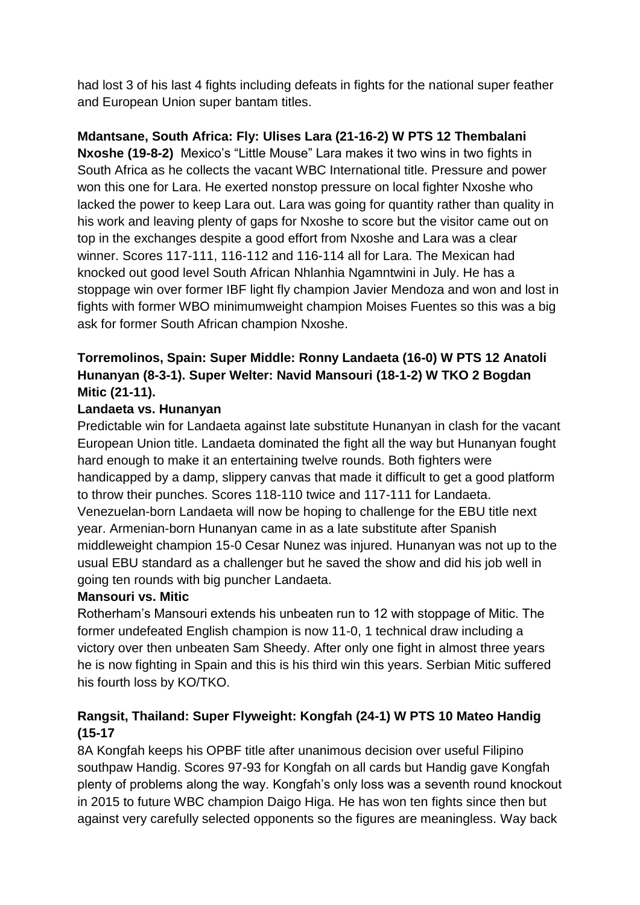had lost 3 of his last 4 fights including defeats in fights for the national super feather and European Union super bantam titles.

**Mdantsane, South Africa: Fly: Ulises Lara (21-16-2) W PTS 12 Thembalani Nxoshe (19-8-2)** Mexico's "Little Mouse" Lara makes it two wins in two fights in South Africa as he collects the vacant WBC International title. Pressure and power won this one for Lara. He exerted nonstop pressure on local fighter Nxoshe who lacked the power to keep Lara out. Lara was going for quantity rather than quality in his work and leaving plenty of gaps for Nxoshe to score but the visitor came out on top in the exchanges despite a good effort from Nxoshe and Lara was a clear winner. Scores 117-111, 116-112 and 116-114 all for Lara. The Mexican had knocked out good level South African Nhlanhia Ngamntwini in July. He has a stoppage win over former IBF light fly champion Javier Mendoza and won and lost in fights with former WBO minimumweight champion Moises Fuentes so this was a big ask for former South African champion Nxoshe.

**Torremolinos, Spain: Super Middle: Ronny Landaeta (16-0) W PTS 12 Anatoli Hunanyan (8-3-1). Super Welter: Navid Mansouri (18-1-2) W TKO 2 Bogdan Mitic (21-11).**

**Landaeta vs. Hunanyan**

Predictable win for Landaeta against late substitute Hunanyan in clash for the vacant European Union title. Landaeta dominated the fight all the way but Hunanyan fought hard enough to make it an entertaining twelve rounds. Both fighters were handicapped by a damp, slippery canvas that made it difficult to get a good platform to throw their punches. Scores 118-110 twice and 117-111 for Landaeta. Venezuelan-born Landaeta will now be hoping to challenge for the EBU title next year. Armenian-born Hunanyan came in as a late substitute after Spanish middleweight champion 15-0 Cesar Nunez was injured. Hunanyan was not up to the usual EBU standard as a challenger but he saved the show and did his job well in going ten rounds with big puncher Landaeta.

**Mansouri vs. Mitic**

Rotherham's Mansouri extends his unbeaten run to 12 with stoppage of Mitic. The former undefeated English champion is now 11-0, 1 technical draw including a victory over then unbeaten Sam Sheedy. After only one fight in almost three years he is now fighting in Spain and this is his third win this years. Serbian Mitic suffered his fourth loss by KO/TKO.

**Rangsit, Thailand: Super Flyweight: Kongfah (24-1) W PTS 10 Mateo Handig (15-17**

8A Kongfah keeps his OPBF title after unanimous decision over useful Filipino southpaw Handig. Scores 97-93 for Kongfah on all cards but Handig gave Kongfah plenty of problems along the way. Kongfah's only loss was a seventh round knockout in 2015 to future WBC champion Daigo Higa. He has won ten fights since then but against very carefully selected opponents so the figures are meaningless. Way back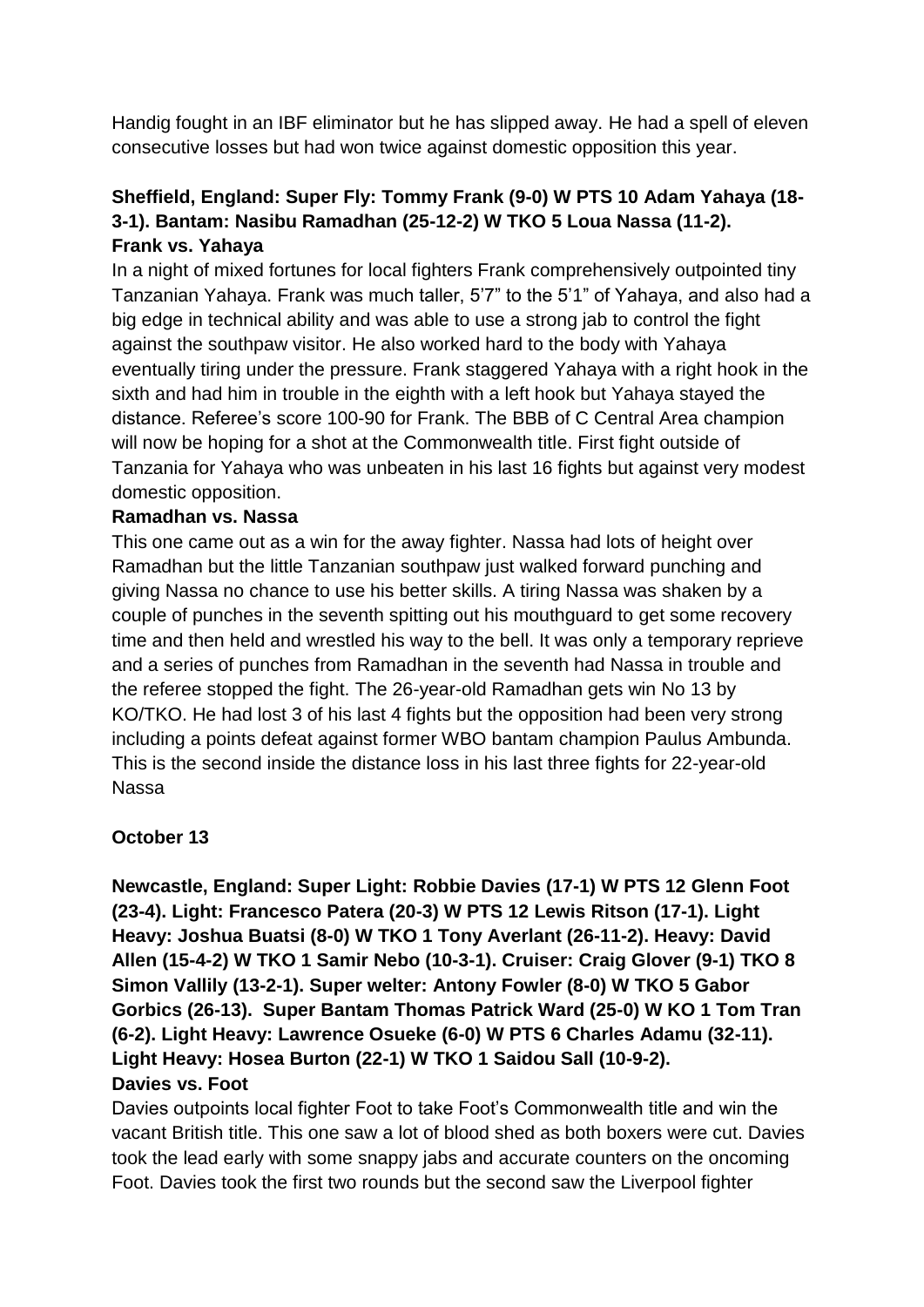Handig fought in an IBF eliminator but he has slipped away. He had a spell of eleven consecutive losses but had won twice against domestic opposition this year.

**Sheffield, England: Super Fly: Tommy Frank (9-0) W PTS 10 Adam Yahaya (18-3-1). Bantam: Nasibu Ramadhan (25-12-2) W TKO 5 Loua Nassa (11-2).**

**Frank vs. Yahaya**

In a night of mixed fortunes for local fighters Frank comprehensively outpointed tiny Tanzanian Yahaya. Frank was much taller, 5'7" to the 5'1" of Yahaya, and also had a big edge in technical ability and was able to use a strong jab to control the fight against the southpaw visitor. He also worked hard to the body with Yahaya eventually tiring under the pressure. Frank staggered Yahaya with a right hook in the sixth and had him in trouble in the eighth with a left hook but Yahaya stayed the distance. Referee's score 100-90 for Frank. The BBB of C Central Area champion will now be hoping for a shot at the Commonwealth title. First fight outside of Tanzania for Yahaya who was unbeaten in his last 16 fights but against very modest domestic opposition.

**Ramadhan vs. Nassa**

This one came out as a win for the away fighter. Nassa had lots of height over Ramadhan but the little Tanzanian southpaw just walked forward punching and giving Nassa no chance to use his better skills. A tiring Nassa was shaken by a couple of punches in the seventh spitting out his mouthguard to get some recovery time and then held and wrestled his way to the bell. It was only a temporary reprieve and a series of punches from Ramadhan in the seventh had Nassa in trouble and the referee stopped the fight. The 26-year-old Ramadhan gets win No 13 by KO/TKO. He had lost 3 of his last 4 fights but the opposition had been very strong including a points defeat against former WBO bantam champion Paulus Ambunda. This is the second inside the distance loss in his last three fights for 22-year-old Nassa

**October 13**

**Newcastle, England: Super Light: Robbie Davies (17-1) W PTS 12 Glenn Foot (23-4). Light: Francesco Patera (20-3) W PTS 12 Lewis Ritson (17-1). Light Heavy: Joshua Buatsi (8-0) W TKO 1 Tony Averlant (26-11-2). Heavy: David Allen (15-4-2) W TKO 1 Samir Nebo (10-3-1). Cruiser: Craig Glover (9-1) TKO 8 Simon Vallily (13-2-1). Super welter: Antony Fowler (8-0) W TKO 5 Gabor Gorbics (26-13). Super Bantam Thomas Patrick Ward (25-0) W KO 1 Tom Tran (6-2). Light Heavy: Lawrence Osueke (6-0) W PTS 6 Charles Adamu (32-11). Light Heavy: Hosea Burton (22-1) W TKO 1 Saidou Sall (10-9-2).**

**Davies vs. Foot**

Davies outpoints local fighter Foot to take Foot's Commonwealth title and win the vacant British title. This one saw a lot of blood shed as both boxers were cut. Davies took the lead early with some snappy jabs and accurate counters on the oncoming Foot. Davies took the first two rounds but the second saw the Liverpool fighter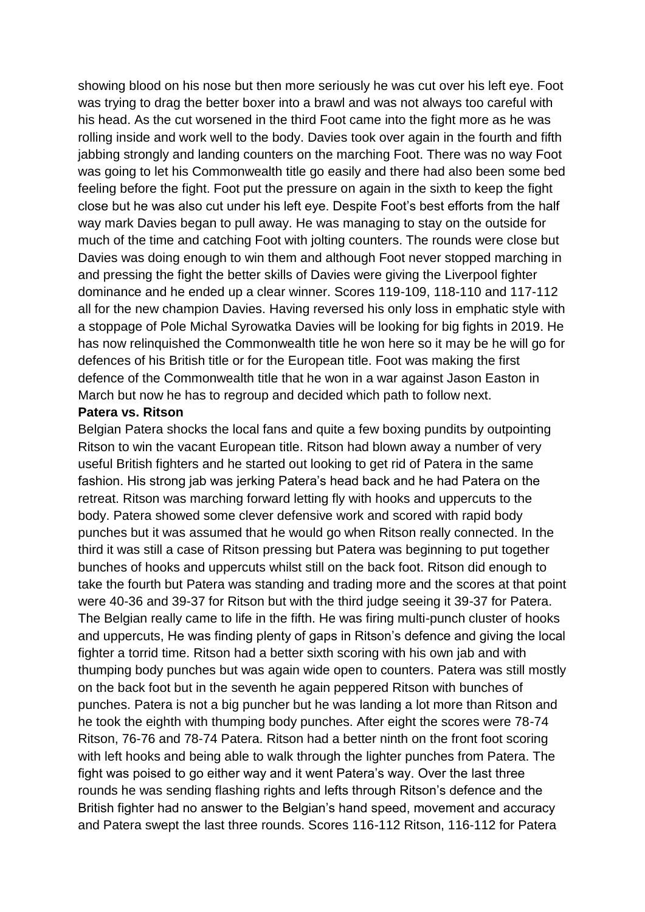showing blood on his nose but then more seriously he was cut over his left eye. Foot was trying to drag the better boxer into a brawl and was not always too careful with his head. As the cut worsened in the third Foot came into the fight more as he was rolling inside and work well to the body. Davies took over again in the fourth and fifth jabbing strongly and landing counters on the marching Foot. There was no way Foot was going to let his Commonwealth title go easily and there had also been some bed feeling before the fight. Foot put the pressure on again in the sixth to keep the fight close but he was also cut under his left eye. Despite Foot's best efforts from the half way mark Davies began to pull away. He was managing to stay on the outside for much of the time and catching Foot with jolting counters. The rounds were close but Davies was doing enough to win them and although Foot never stopped marching in and pressing the fight the better skills of Davies were giving the Liverpool fighter dominance and he ended up a clear winner. Scores 119-109, 118-110 and 117-112 all for the new champion Davies. Having reversed his only loss in emphatic style with a stoppage of Pole Michal Syrowatka Davies will be looking for big fights in 2019. He has now relinquished the Commonwealth title he won here so it may be he will go for defences of his British title or for the European title. Foot was making the first defence of the Commonwealth title that he won in a war against Jason Easton in March but now he has to regroup and decided which path to follow next.

**Patera vs. Ritson**

Belgian Patera shocks the local fans and quite a few boxing pundits by outpointing Ritson to win the vacant European title. Ritson had blown away a number of very useful British fighters and he started out looking to get rid of Patera in the same fashion. His strong jab was jerking Patera's head back and he had Patera on the retreat. Ritson was marching forward letting fly with hooks and uppercuts to the body. Patera showed some clever defensive work and scored with rapid body punches but it was assumed that he would go when Ritson really connected. In the third it was still a case of Ritson pressing but Patera was beginning to put together bunches of hooks and uppercuts whilst still on the back foot. Ritson did enough to take the fourth but Patera was standing and trading more and the scores at that point were 40-36 and 39-37 for Ritson but with the third judge seeing it 39-37 for Patera. The Belgian really came to life in the fifth. He was firing multi-punch cluster of hooks and uppercuts, He was finding plenty of gaps in Ritson's defence and giving the local fighter a torrid time. Ritson had a better sixth scoring with his own jab and with thumping body punches but was again wide open to counters. Patera was still mostly on the back foot but in the seventh he again peppered Ritson with bunches of punches. Patera is not a big puncher but he was landing a lot more than Ritson and he took the eighth with thumping body punches. After eight the scores were 78-74 Ritson, 76-76 and 78-74 Patera. Ritson had a better ninth on the front foot scoring with left hooks and being able to walk through the lighter punches from Patera. The fight was poised to go either way and it went Patera's way. Over the last three rounds he was sending flashing rights and lefts through Ritson's defence and the British fighter had no answer to the Belgian's hand speed, movement and accuracy and Patera swept the last three rounds. Scores 116-112 Ritson, 116-112 for Patera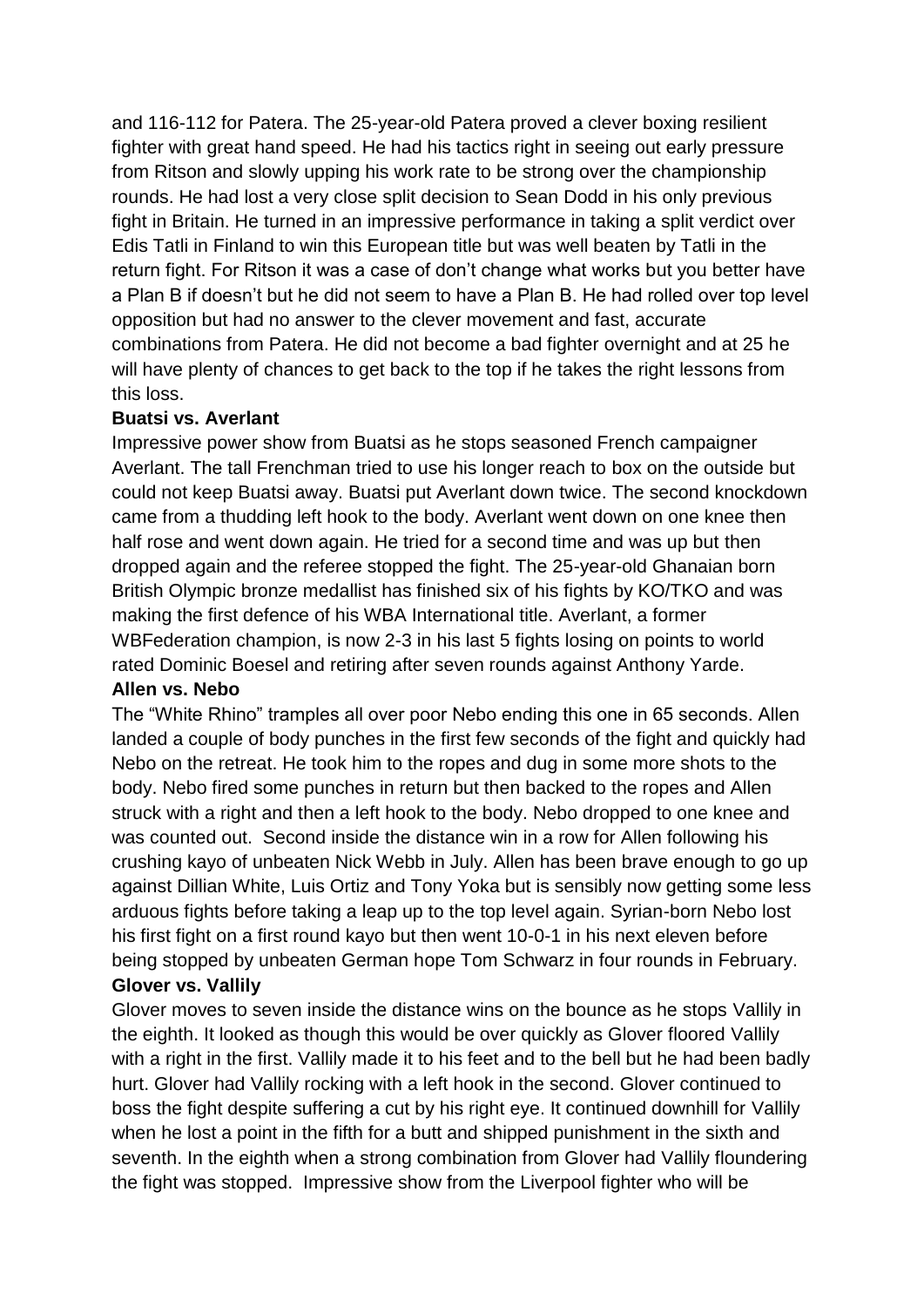and 116-112 for Patera. The 25-year-old Patera proved a clever boxing resilient fighter with great hand speed. He had his tactics right in seeing out early pressure from Ritson and slowly upping his work rate to be strong over the championship rounds. He had lost a very close split decision to Sean Dodd in his only previous fight in Britain. He turned in an impressive performance in taking a split verdict over Edis Tatli in Finland to win this European title but was well beaten by Tatli in the return fight. For Ritson it was a case of don't change what works but you better have a Plan B if doesn't but he did not seem to have a Plan B. He had rolled over top level opposition but had no answer to the clever movement and fast, accurate combinations from Patera. He did not become a bad fighter overnight and at 25 he will have plenty of chances to get back to the top if he takes the right lessons from this loss.

**Buatsi vs. Averlant**

Impressive power show from Buatsi as he stops seasoned French campaigner Averlant. The tall Frenchman tried to use his longer reach to box on the outside but could not keep Buatsi away. Buatsi put Averlant down twice. The second knockdown came from a thudding left hook to the body. Averlant went down on one knee then half rose and went down again. He tried for a second time and was up but then dropped again and the referee stopped the fight. The 25-year-old Ghanaian born British Olympic bronze medallist has finished six of his fights by KO/TKO and was making the first defence of his WBA International title. Averlant, a former WBFederation champion, is now 2-3 in his last 5 fights losing on points to world rated Dominic Boesel and retiring after seven rounds against Anthony Yarde.

**Allen vs. Nebo**

The "White Rhino" tramples all over poor Nebo ending this one in 65 seconds. Allen landed a couple of body punches in the first few seconds of the fight and quickly had Nebo on the retreat. He took him to the ropes and dug in some more shots to the body. Nebo fired some punches in return but then backed to the ropes and Allen struck with a right and then a left hook to the body. Nebo dropped to one knee and was counted out. Second inside the distance win in a row for Allen following his crushing kayo of unbeaten Nick Webb in July. Allen has been brave enough to go up against Dillian White, Luis Ortiz and Tony Yoka but is sensibly now getting some less arduous fights before taking a leap up to the top level again. Syrian-born Nebo lost his first fight on a first round kayo but then went 10-0-1 in his next eleven before being stopped by unbeaten German hope Tom Schwarz in four rounds in February.

**Glover vs. Vallily**

Glover moves to seven inside the distance wins on the bounce as he stops Vallily in the eighth. It looked as though this would be over quickly as Glover floored Vallily with a right in the first. Vallily made it to his feet and to the bell but he had been badly hurt. Glover had Vallily rocking with a left hook in the second. Glover continued to boss the fight despite suffering a cut by his right eye. It continued downhill for Vallily when he lost a point in the fifth for a butt and shipped punishment in the sixth and seventh. In the eighth when a strong combination from Glover had Vallily floundering the fight was stopped. Impressive show from the Liverpool fighter who will be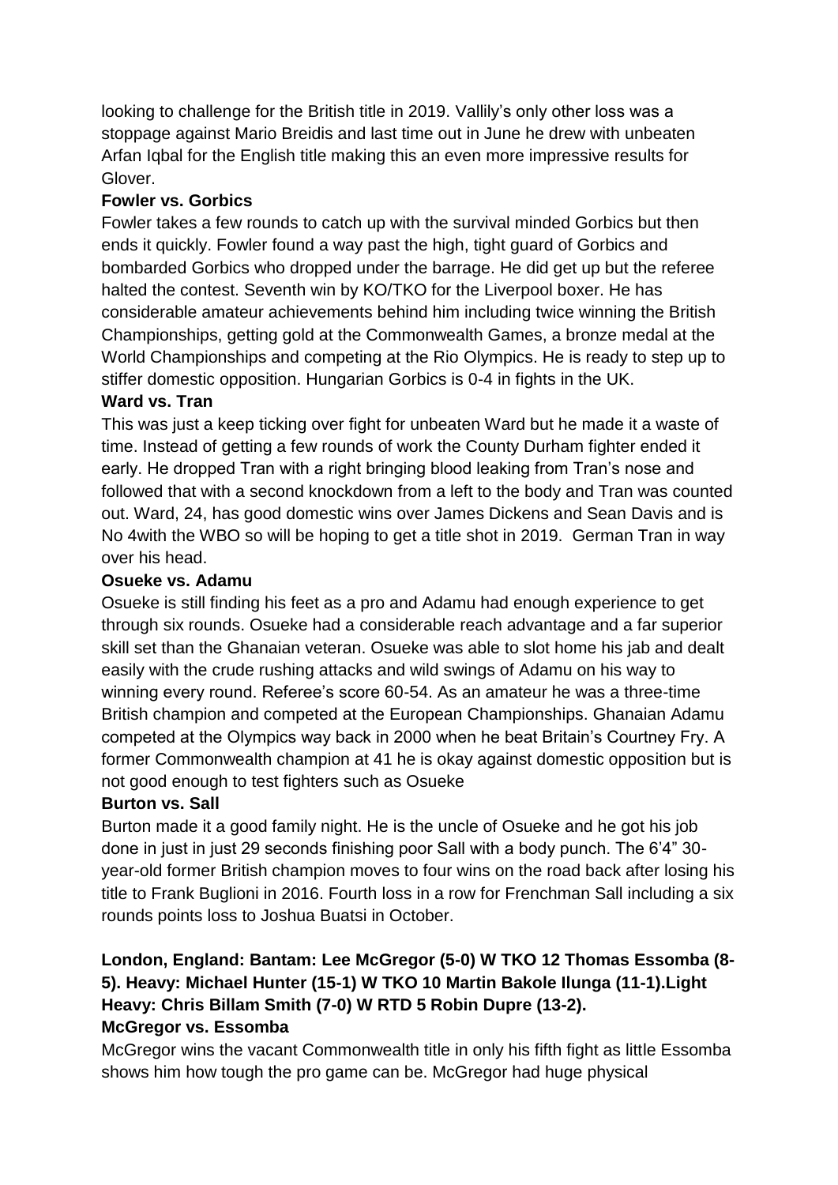looking to challenge for the British title in 2019. Vallily's only other loss was a stoppage against Mario Breidis and last time out in June he drew with unbeaten Arfan Iqbal for the English title making this an even more impressive results for Glover.

**Fowler vs. Gorbics**

Fowler takes a few rounds to catch up with the survival minded Gorbics but then ends it quickly. Fowler found a way past the high, tight guard of Gorbics and bombarded Gorbics who dropped under the barrage. He did get up but the referee halted the contest. Seventh win by KO/TKO for the Liverpool boxer. He has considerable amateur achievements behind him including twice winning the British Championships, getting gold at the Commonwealth Games, a bronze medal at the World Championships and competing at the Rio Olympics. He is ready to step up to stiffer domestic opposition. Hungarian Gorbics is 0-4 in fights in the UK.

**Ward vs. Tran**

This was just a keep ticking over fight for unbeaten Ward but he made it a waste of time. Instead of getting a few rounds of work the County Durham fighter ended it early. He dropped Tran with a right bringing blood leaking from Tran's nose and followed that with a second knockdown from a left to the body and Tran was counted out. Ward, 24, has good domestic wins over James Dickens and Sean Davis and is No 4with the WBO so will be hoping to get a title shot in 2019. German Tran in way over his head.

**Osueke vs. Adamu**

Osueke is still finding his feet as a pro and Adamu had enough experience to get through six rounds. Osueke had a considerable reach advantage and a far superior skill set than the Ghanaian veteran. Osueke was able to slot home his jab and dealt easily with the crude rushing attacks and wild swings of Adamu on his way to winning every round. Referee's score 60-54. As an amateur he was a three-time British champion and competed at the European Championships. Ghanaian Adamu competed at the Olympics way back in 2000 when he beat Britain's Courtney Fry. A former Commonwealth champion at 41 he is okay against domestic opposition but is not good enough to test fighters such as Osueke

**Burton vs. Sall**

Burton made it a good family night. He is the uncle of Osueke and he got his job done in just in just 29 seconds finishing poor Sall with a body punch. The 6'4" 30-year-old former British champion moves to four wins on the road back after losing his title to Frank Buglioni in 2016. Fourth loss in a row for Frenchman Sall including a six rounds points loss to Joshua Buatsi in October.

**London, England: Bantam: Lee McGregor (5-0) W TKO 12 Thomas Essomba (8-5). Heavy: Michael Hunter (15-1) W TKO 10 Martin Bakole Ilunga (11-1).Light Heavy: Chris Billam Smith (7-0) W RTD 5 Robin Dupre (13-2).**

**McGregor vs. Essomba**

McGregor wins the vacant Commonwealth title in only his fifth fight as little Essomba shows him how tough the pro game can be. McGregor had huge physical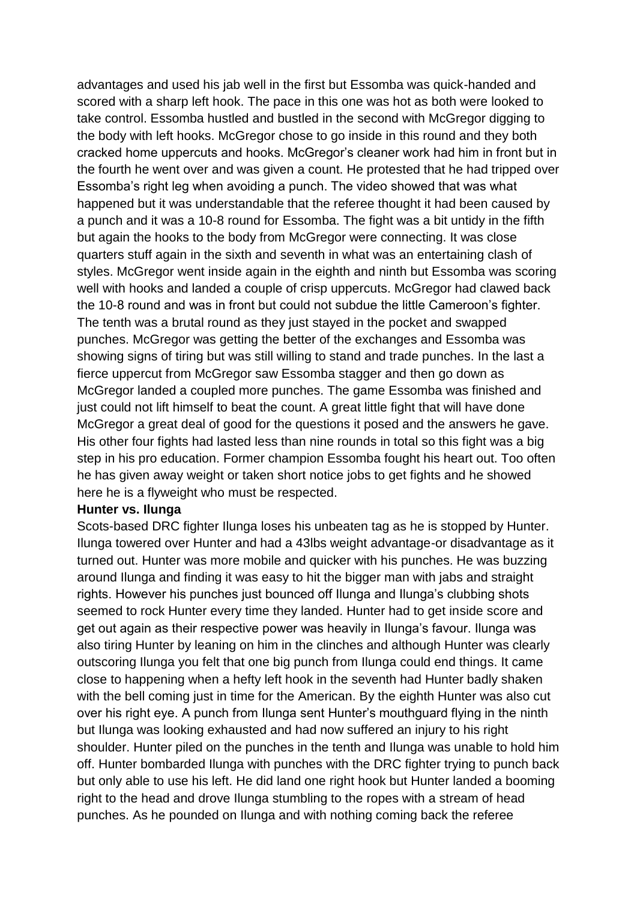advantages and used his jab well in the first but Essomba was quick-handed and scored with a sharp left hook. The pace in this one was hot as both were looked to take control. Essomba hustled and bustled in the second with McGregor digging to the body with left hooks. McGregor chose to go inside in this round and they both cracked home uppercuts and hooks. McGregor's cleaner work had him in front but in the fourth he went over and was given a count. He protested that he had tripped over Essomba's right leg when avoiding a punch. The video showed that was what happened but it was understandable that the referee thought it had been caused by a punch and it was a 10-8 round for Essomba. The fight was a bit untidy in the fifth but again the hooks to the body from McGregor were connecting. It was close quarters stuff again in the sixth and seventh in what was an entertaining clash of styles. McGregor went inside again in the eighth and ninth but Essomba was scoring well with hooks and landed a couple of crisp uppercuts. McGregor had clawed back the 10-8 round and was in front but could not subdue the little Cameroon's fighter. The tenth was a brutal round as they just stayed in the pocket and swapped punches. McGregor was getting the better of the exchanges and Essomba was showing signs of tiring but was still willing to stand and trade punches. In the last a fierce uppercut from McGregor saw Essomba stagger and then go down as McGregor landed a coupled more punches. The game Essomba was finished and just could not lift himself to beat the count. A great little fight that will have done McGregor a great deal of good for the questions it posed and the answers he gave. His other four fights had lasted less than nine rounds in total so this fight was a big step in his pro education. Former champion Essomba fought his heart out. Too often he has given away weight or taken short notice jobs to get fights and he showed here he is a flyweight who must be respected.

**Hunter vs. Ilunga**

Scots-based DRC fighter Ilunga loses his unbeaten tag as he is stopped by Hunter. Ilunga towered over Hunter and had a 43lbs weight advantage-or disadvantage as it turned out. Hunter was more mobile and quicker with his punches. He was buzzing around Ilunga and finding it was easy to hit the bigger man with jabs and straight rights. However his punches just bounced off Ilunga and Ilunga's clubbing shots seemed to rock Hunter every time they landed. Hunter had to get inside score and get out again as their respective power was heavily in Ilunga's favour. Ilunga was also tiring Hunter by leaning on him in the clinches and although Hunter was clearly outscoring Ilunga you felt that one big punch from Ilunga could end things. It came close to happening when a hefty left hook in the seventh had Hunter badly shaken with the bell coming just in time for the American. By the eighth Hunter was also cut over his right eye. A punch from Ilunga sent Hunter's mouthguard flying in the ninth but Ilunga was looking exhausted and had now suffered an injury to his right shoulder. Hunter piled on the punches in the tenth and Ilunga was unable to hold him off. Hunter bombarded Ilunga with punches with the DRC fighter trying to punch back but only able to use his left. He did land one right hook but Hunter landed a booming right to the head and drove Ilunga stumbling to the ropes with a stream of head punches. As he pounded on Ilunga and with nothing coming back the referee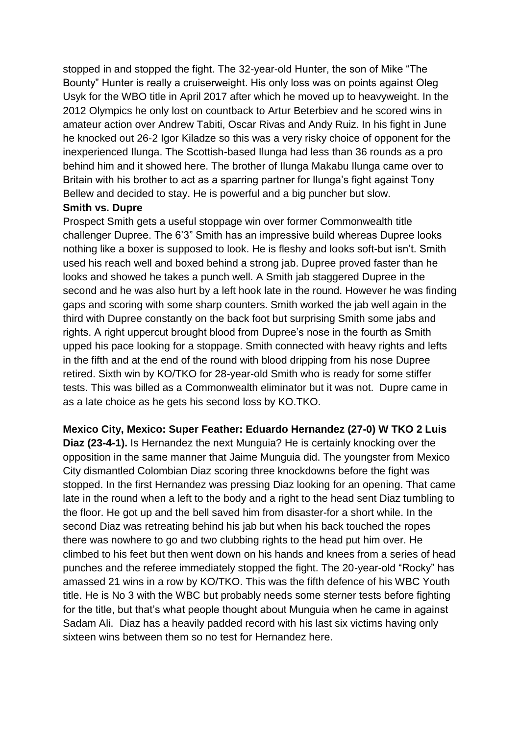stopped in and stopped the fight. The 32-year-old Hunter, the son of Mike "The Bounty" Hunter is really a cruiserweight. His only loss was on points against Oleg Usyk for the WBO title in April 2017 after which he moved up to heavyweight. In the 2012 Olympics he only lost on countback to Artur Beterbiev and he scored wins in amateur action over Andrew Tabiti, Oscar Rivas and Andy Ruiz. In his fight in June he knocked out 26-2 Igor Kiladze so this was a very risky choice of opponent for the inexperienced Ilunga. The Scottish-based Ilunga had less than 36 rounds as a pro behind him and it showed here. The brother of Ilunga Makabu Ilunga came over to Britain with his brother to act as a sparring partner for Ilunga's fight against Tony Bellew and decided to stay. He is powerful and a big puncher but slow.

**Smith vs. Dupre**

Prospect Smith gets a useful stoppage win over former Commonwealth title challenger Dupree. The 6'3" Smith has an impressive build whereas Dupree looks nothing like a boxer is supposed to look. He is fleshy and looks soft-but isn't. Smith used his reach well and boxed behind a strong jab. Dupree proved faster than he looks and showed he takes a punch well. A Smith jab staggered Dupree in the second and he was also hurt by a left hook late in the round. However he was finding gaps and scoring with some sharp counters. Smith worked the jab well again in the third with Dupree constantly on the back foot but surprising Smith some jabs and rights. A right uppercut brought blood from Dupree's nose in the fourth as Smith upped his pace looking for a stoppage. Smith connected with heavy rights and lefts in the fifth and at the end of the round with blood dripping from his nose Dupree retired. Sixth win by KO/TKO for 28-year-old Smith who is ready for some stiffer tests. This was billed as a Commonwealth eliminator but it was not. Dupre came in as a late choice as he gets his second loss by KO.TKO.

**Mexico City, Mexico: Super Feather: Eduardo Hernandez (27-0) W TKO 2 Luis Diaz (23-4-1).** Is Hernandez the next Munguia? He is certainly knocking over the opposition in the same manner that Jaime Munguia did. The youngster from Mexico City dismantled Colombian Diaz scoring three knockdowns before the fight was stopped. In the first Hernandez was pressing Diaz looking for an opening. That came late in the round when a left to the body and a right to the head sent Diaz tumbling to the floor. He got up and the bell saved him from disaster-for a short while. In the second Diaz was retreating behind his jab but when his back touched the ropes there was nowhere to go and two clubbing rights to the head put him over. He climbed to his feet but then went down on his hands and knees from a series of head punches and the referee immediately stopped the fight. The 20-year-old "Rocky" has amassed 21 wins in a row by KO/TKO. This was the fifth defence of his WBC Youth title. He is No 3 with the WBC but probably needs some sterner tests before fighting for the title, but that's what people thought about Munguia when he came in against Sadam Ali. Diaz has a heavily padded record with his last six victims having only sixteen wins between them so no test for Hernandez here.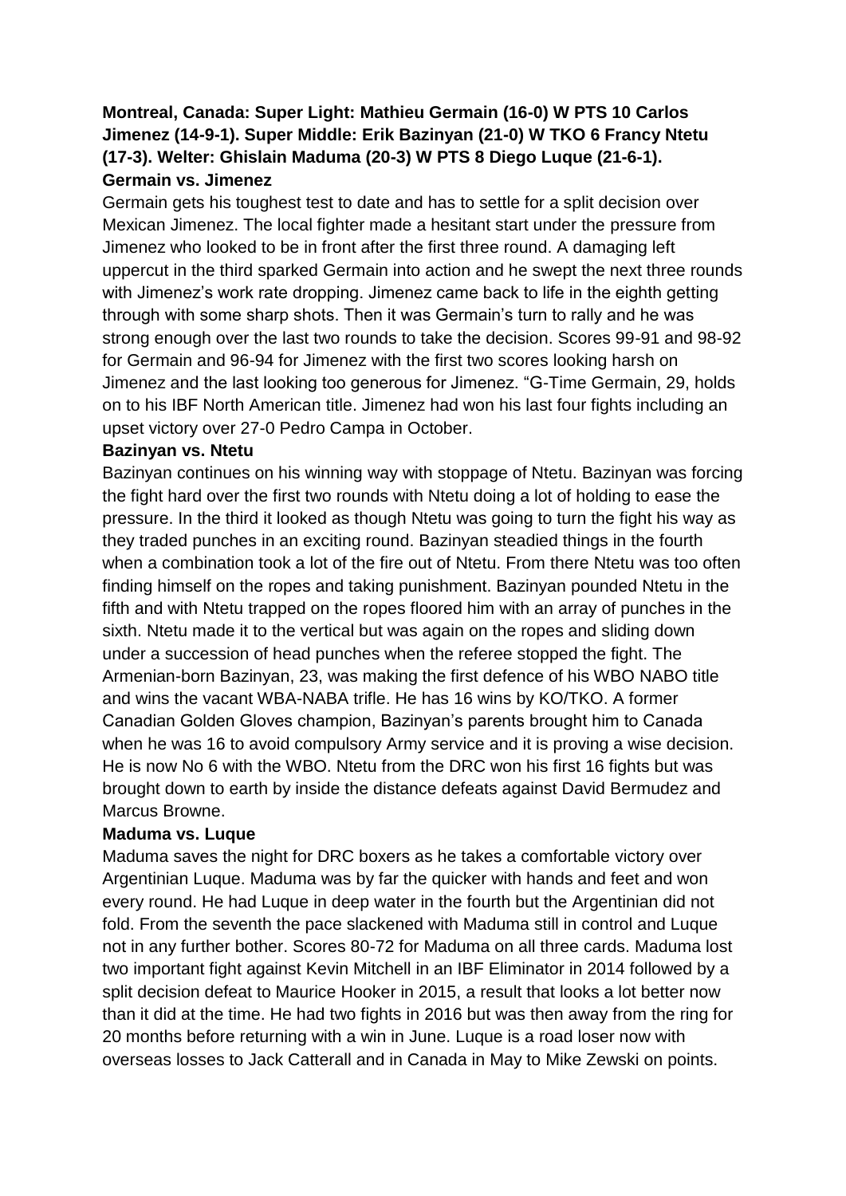**Montreal, Canada: Super Light: Mathieu Germain (16-0) W PTS 10 Carlos Jimenez (14-9-1). Super Middle: Erik Bazinyan (21-0) W TKO 6 Francy Ntetu (17-3). Welter: Ghislain Maduma (20-3) W PTS 8 Diego Luque (21-6-1).**

**Germain vs. Jimenez**

Germain gets his toughest test to date and has to settle for a split decision over Mexican Jimenez. The local fighter made a hesitant start under the pressure from Jimenez who looked to be in front after the first three round. A damaging left uppercut in the third sparked Germain into action and he swept the next three rounds with Jimenez's work rate dropping. Jimenez came back to life in the eighth getting through with some sharp shots. Then it was Germain's turn to rally and he was strong enough over the last two rounds to take the decision. Scores 99-91 and 98-92 for Germain and 96-94 for Jimenez with the first two scores looking harsh on Jimenez and the last looking too generous for Jimenez. "G-Time Germain, 29, holds on to his IBF North American title. Jimenez had won his last four fights including an upset victory over 27-0 Pedro Campa in October.

**Bazinyan vs. Ntetu**

Bazinyan continues on his winning way with stoppage of Ntetu. Bazinyan was forcing the fight hard over the first two rounds with Ntetu doing a lot of holding to ease the pressure. In the third it looked as though Ntetu was going to turn the fight his way as they traded punches in an exciting round. Bazinyan steadied things in the fourth when a combination took a lot of the fire out of Ntetu. From there Ntetu was too often finding himself on the ropes and taking punishment. Bazinyan pounded Ntetu in the fifth and with Ntetu trapped on the ropes floored him with an array of punches in the sixth. Ntetu made it to the vertical but was again on the ropes and sliding down under a succession of head punches when the referee stopped the fight. The Armenian-born Bazinyan, 23, was making the first defence of his WBO NABO title and wins the vacant WBA-NABA trifle. He has 16 wins by KO/TKO. A former Canadian Golden Gloves champion, Bazinyan's parents brought him to Canada when he was 16 to avoid compulsory Army service and it is proving a wise decision. He is now No 6 with the WBO. Ntetu from the DRC won his first 16 fights but was brought down to earth by inside the distance defeats against David Bermudez and Marcus Browne.

**Maduma vs. Luque**

Maduma saves the night for DRC boxers as he takes a comfortable victory over Argentinian Luque. Maduma was by far the quicker with hands and feet and won every round. He had Luque in deep water in the fourth but the Argentinian did not fold. From the seventh the pace slackened with Maduma still in control and Luque not in any further bother. Scores 80-72 for Maduma on all three cards. Maduma lost two important fight against Kevin Mitchell in an IBF Eliminator in 2014 followed by a split decision defeat to Maurice Hooker in 2015, a result that looks a lot better now than it did at the time. He had two fights in 2016 but was then away from the ring for 20 months before returning with a win in June. Luque is a road loser now with overseas losses to Jack Catterall and in Canada in May to Mike Zewski on points.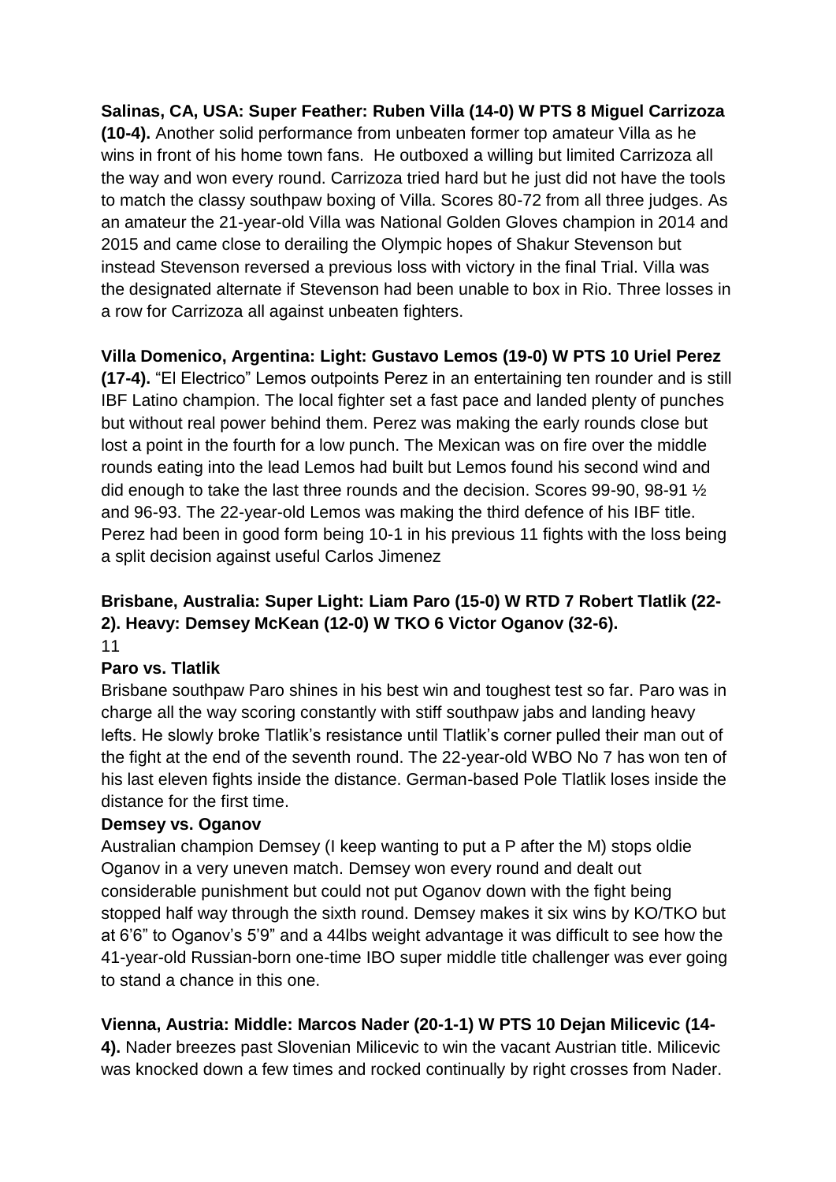**Salinas, CA, USA: Super Feather: Ruben Villa (14-0) W PTS 8 Miguel Carrizoza (10-4).** Another solid performance from unbeaten former top amateur Villa as he wins in front of his home town fans. He outboxed a willing but limited Carrizoza all the way and won every round. Carrizoza tried hard but he just did not have the tools to match the classy southpaw boxing of Villa. Scores 80-72 from all three judges. As an amateur the 21-year-old Villa was National Golden Gloves champion in 2014 and 2015 and came close to derailing the Olympic hopes of Shakur Stevenson but instead Stevenson reversed a previous loss with victory in the final Trial. Villa was the designated alternate if Stevenson had been unable to box in Rio. Three losses in a row for Carrizoza all against unbeaten fighters.

**Villa Domenico, Argentina: Light: Gustavo Lemos (19-0) W PTS 10 Uriel Perez (17-4).** "El Electrico" Lemos outpoints Perez in an entertaining ten rounder and is still IBF Latino champion. The local fighter set a fast pace and landed plenty of punches but without real power behind them. Perez was making the early rounds close but lost a point in the fourth for a low punch. The Mexican was on fire over the middle rounds eating into the lead Lemos had built but Lemos found his second wind and did enough to take the last three rounds and the decision. Scores 99-90, 98-91 ½ and 96-93. The 22-year-old Lemos was making the third defence of his IBF title. Perez had been in good form being 10-1 in his previous 11 fights with the loss being a split decision against useful Carlos Jimenez

**Brisbane, Australia: Super Light: Liam Paro (15-0) W RTD 7 Robert Tlatlik (22-2). Heavy: Demsey McKean (12-0) W TKO 6 Victor Oganov (32-6).**

11

**Paro vs. Tlatlik**

Brisbane southpaw Paro shines in his best win and toughest test so far. Paro was in charge all the way scoring constantly with stiff southpaw jabs and landing heavy lefts. He slowly broke Tlatlik's resistance until Tlatlik's corner pulled their man out of the fight at the end of the seventh round. The 22-year-old WBO No 7 has won ten of his last eleven fights inside the distance. German-based Pole Tlatlik loses inside the distance for the first time.

**Demsey vs. Oganov**

Australian champion Demsey (I keep wanting to put a P after the M) stops oldie Oganov in a very uneven match. Demsey won every round and dealt out considerable punishment but could not put Oganov down with the fight being stopped half way through the sixth round. Demsey makes it six wins by KO/TKO but at 6'6" to Oganov's 5'9" and a 44lbs weight advantage it was difficult to see how the 41-year-old Russian-born one-time IBO super middle title challenger was ever going to stand a chance in this one.

**Vienna, Austria: Middle: Marcos Nader (20-1-1) W PTS 10 Dejan Milicevic (14-4).** Nader breezes past Slovenian Milicevic to win the vacant Austrian title. Milicevic was knocked down a few times and rocked continually by right crosses from Nader.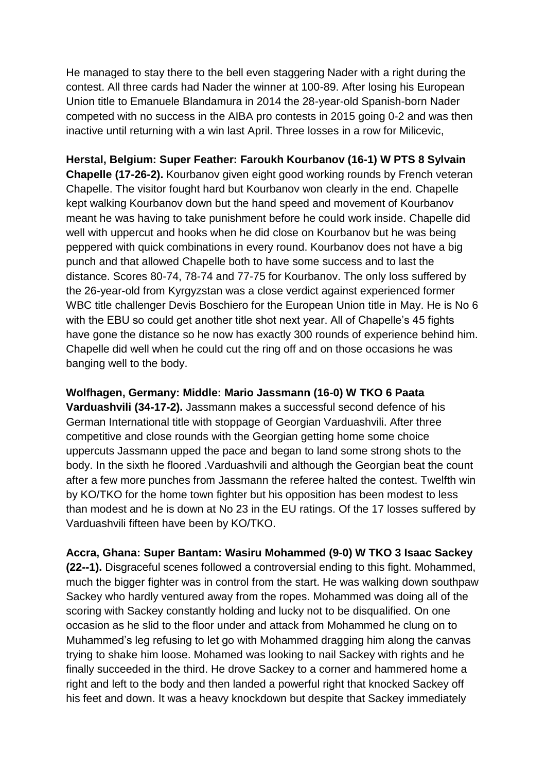He managed to stay there to the bell even staggering Nader with a right during the contest. All three cards had Nader the winner at 100-89. After losing his European Union title to Emanuele Blandamura in 2014 the 28-year-old Spanish-born Nader competed with no success in the AIBA pro contests in 2015 going 0-2 and was then inactive until returning with a win last April. Three losses in a row for Milicevic,

**Herstal, Belgium: Super Feather: Faroukh Kourbanov (16-1) W PTS 8 Sylvain Chapelle (17-26-2).** Kourbanov given eight good working rounds by French veteran Chapelle. The visitor fought hard but Kourbanov won clearly in the end. Chapelle kept walking Kourbanov down but the hand speed and movement of Kourbanov meant he was having to take punishment before he could work inside. Chapelle did well with uppercut and hooks when he did close on Kourbanov but he was being peppered with quick combinations in every round. Kourbanov does not have a big punch and that allowed Chapelle both to have some success and to last the distance. Scores 80-74, 78-74 and 77-75 for Kourbanov. The only loss suffered by the 26-year-old from Kyrgyzstan was a close verdict against experienced former WBC title challenger Devis Boschiero for the European Union title in May. He is No 6 with the EBU so could get another title shot next year. All of Chapelle's 45 fights have gone the distance so he now has exactly 300 rounds of experience behind him. Chapelle did well when he could cut the ring off and on those occasions he was banging well to the body.

**Wolfhagen, Germany: Middle: Mario Jassmann (16-0) W TKO 6 Paata Varduashvili (34-17-2).** Jassmann makes a successful second defence of his German International title with stoppage of Georgian Varduashvili. After three competitive and close rounds with the Georgian getting home some choice uppercuts Jassmann upped the pace and began to land some strong shots to the body. In the sixth he floored .Varduashvili and although the Georgian beat the count after a few more punches from Jassmann the referee halted the contest. Twelfth win by KO/TKO for the home town fighter but his opposition has been modest to less than modest and he is down at No 23 in the EU ratings. Of the 17 losses suffered by Varduashvili fifteen have been by KO/TKO.

**Accra, Ghana: Super Bantam: Wasiru Mohammed (9-0) W TKO 3 Isaac Sackey (22--1).** Disgraceful scenes followed a controversial ending to this fight. Mohammed, much the bigger fighter was in control from the start. He was walking down southpaw Sackey who hardly ventured away from the ropes. Mohammed was doing all of the scoring with Sackey constantly holding and lucky not to be disqualified. On one occasion as he slid to the floor under and attack from Mohammed he clung on to Muhammed's leg refusing to let go with Mohammed dragging him along the canvas trying to shake him loose. Mohamed was looking to nail Sackey with rights and he finally succeeded in the third. He drove Sackey to a corner and hammered home a right and left to the body and then landed a powerful right that knocked Sackey off his feet and down. It was a heavy knockdown but despite that Sackey immediately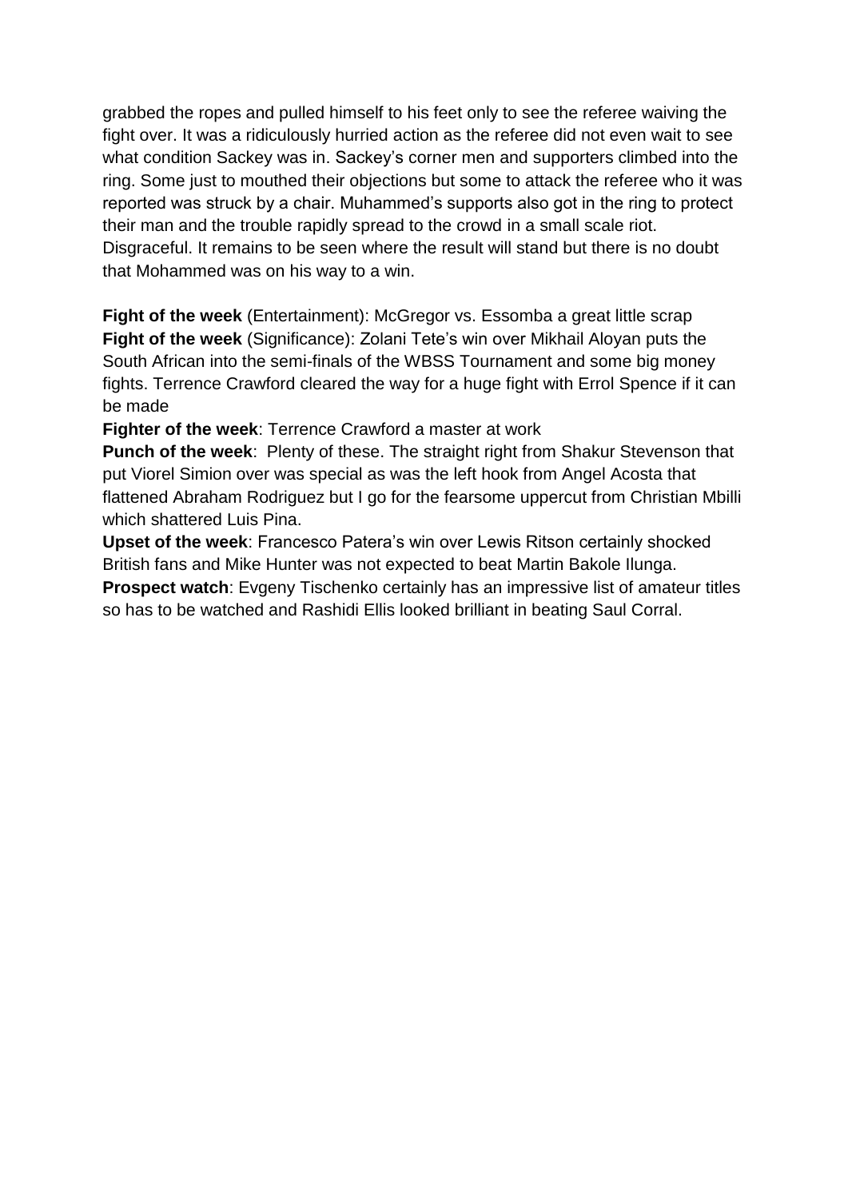grabbed the ropes and pulled himself to his feet only to see the referee waiving the fight over. It was a ridiculously hurried action as the referee did not even wait to see what condition Sackey was in. Sackey's corner men and supporters climbed into the ring. Some just to mouthed their objections but some to attack the referee who it was reported was struck by a chair. Muhammed's supports also got in the ring to protect their man and the trouble rapidly spread to the crowd in a small scale riot. Disgraceful. It remains to be seen where the result will stand but there is no doubt that Mohammed was on his way to a win.

**Fight of the week** (Entertainment): McGregor vs. Essomba a great little scrap
**Fight of the week** (Significance): Zolani Tete's win over Mikhail Aloyan puts the South African into the semi-finals of the WBSS Tournament and some big money fights. Terrence Crawford cleared the way for a huge fight with Errol Spence if it can be made
**Fighter of the week**: Terrence Crawford a master at work
**Punch of the week**: Plenty of these. The straight right from Shakur Stevenson that put Viorel Simion over was special as was the left hook from Angel Acosta that flattened Abraham Rodriguez but I go for the fearsome uppercut from Christian Mbilli which shattered Luis Pina.
**Upset of the week**: Francesco Patera's win over Lewis Ritson certainly shocked British fans and Mike Hunter was not expected to beat Martin Bakole Ilunga.
**Prospect watch**: Evgeny Tischenko certainly has an impressive list of amateur titles so has to be watched and Rashidi Ellis looked brilliant in beating Saul Corral.